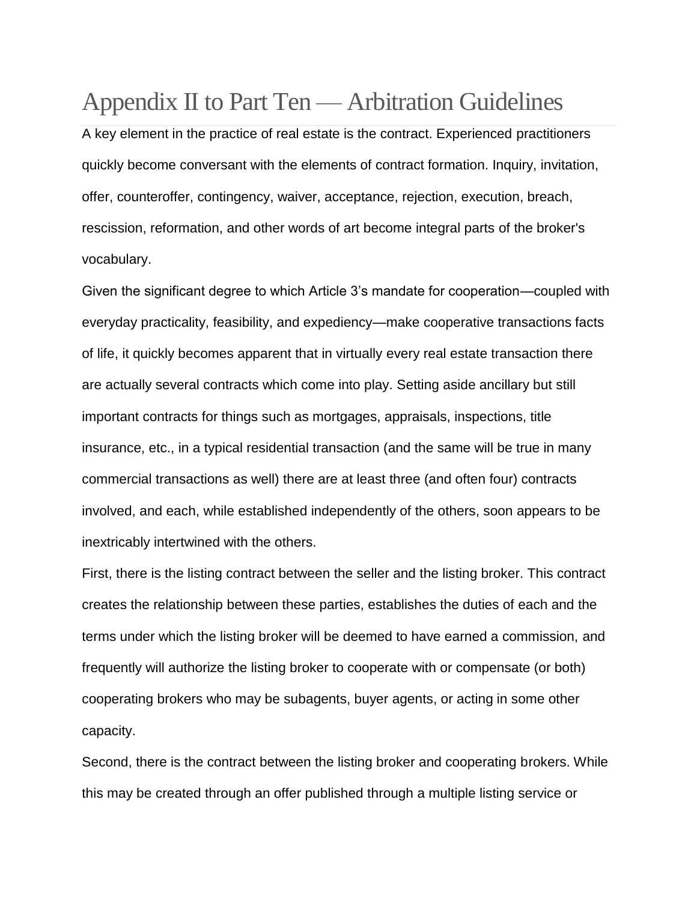# Appendix II to Part Ten — Arbitration Guidelines

A key element in the practice of real estate is the contract. Experienced practitioners quickly become conversant with the elements of contract formation. Inquiry, invitation, offer, counteroffer, contingency, waiver, acceptance, rejection, execution, breach, rescission, reformation, and other words of art become integral parts of the broker's vocabulary.

Given the significant degree to which Article 3's mandate for cooperation—coupled with everyday practicality, feasibility, and expediency—make cooperative transactions facts of life, it quickly becomes apparent that in virtually every real estate transaction there are actually several contracts which come into play. Setting aside ancillary but still important contracts for things such as mortgages, appraisals, inspections, title insurance, etc., in a typical residential transaction (and the same will be true in many commercial transactions as well) there are at least three (and often four) contracts involved, and each, while established independently of the others, soon appears to be inextricably intertwined with the others.

First, there is the listing contract between the seller and the listing broker. This contract creates the relationship between these parties, establishes the duties of each and the terms under which the listing broker will be deemed to have earned a commission, and frequently will authorize the listing broker to cooperate with or compensate (or both) cooperating brokers who may be subagents, buyer agents, or acting in some other capacity.

Second, there is the contract between the listing broker and cooperating brokers. While this may be created through an offer published through a multiple listing service or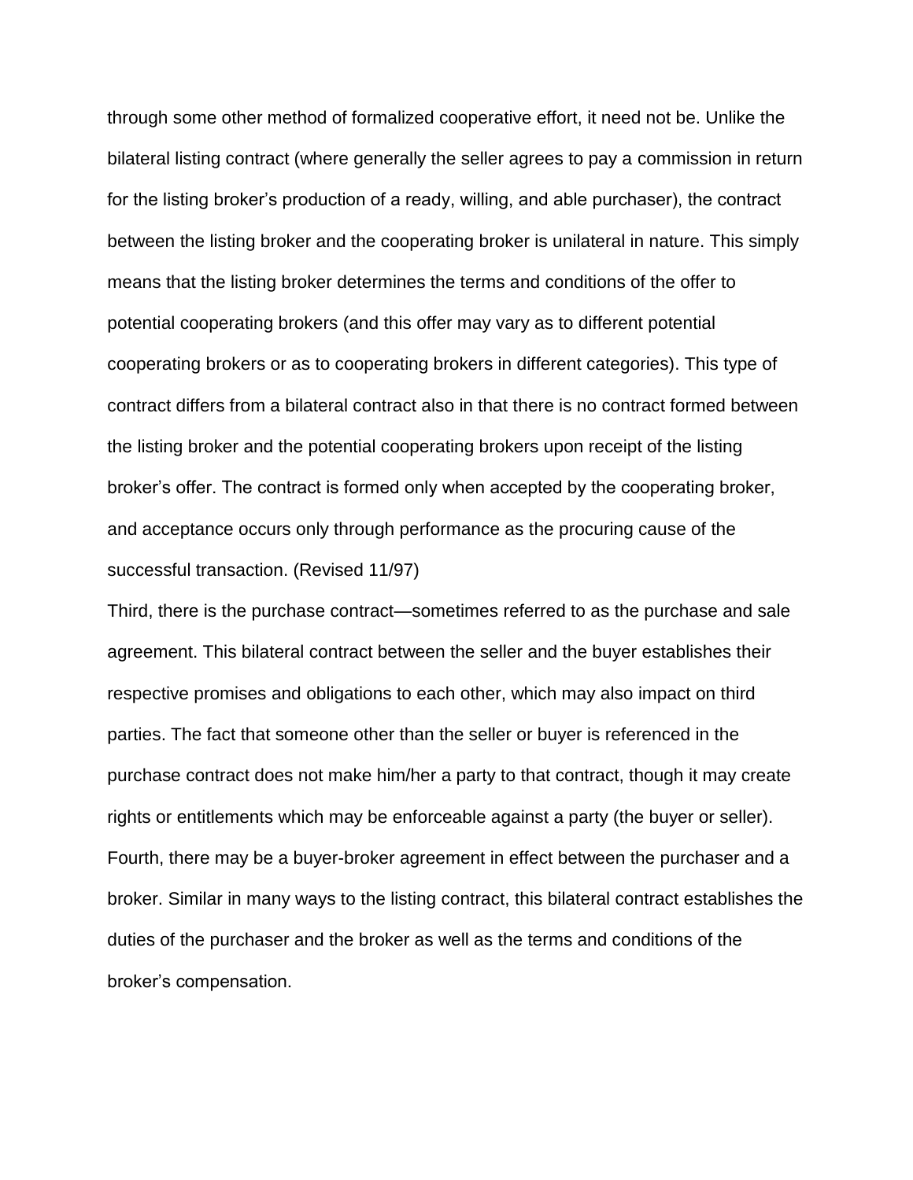through some other method of formalized cooperative effort, it need not be. Unlike the bilateral listing contract (where generally the seller agrees to pay a commission in return for the listing broker's production of a ready, willing, and able purchaser), the contract between the listing broker and the cooperating broker is unilateral in nature. This simply means that the listing broker determines the terms and conditions of the offer to potential cooperating brokers (and this offer may vary as to different potential cooperating brokers or as to cooperating brokers in different categories). This type of contract differs from a bilateral contract also in that there is no contract formed between the listing broker and the potential cooperating brokers upon receipt of the listing broker's offer. The contract is formed only when accepted by the cooperating broker, and acceptance occurs only through performance as the procuring cause of the successful transaction. (Revised 11/97)

Third, there is the purchase contract—sometimes referred to as the purchase and sale agreement. This bilateral contract between the seller and the buyer establishes their respective promises and obligations to each other, which may also impact on third parties. The fact that someone other than the seller or buyer is referenced in the purchase contract does not make him/her a party to that contract, though it may create rights or entitlements which may be enforceable against a party (the buyer or seller).

Fourth, there may be a buyer-broker agreement in effect between the purchaser and a broker. Similar in many ways to the listing contract, this bilateral contract establishes the duties of the purchaser and the broker as well as the terms and conditions of the broker's compensation.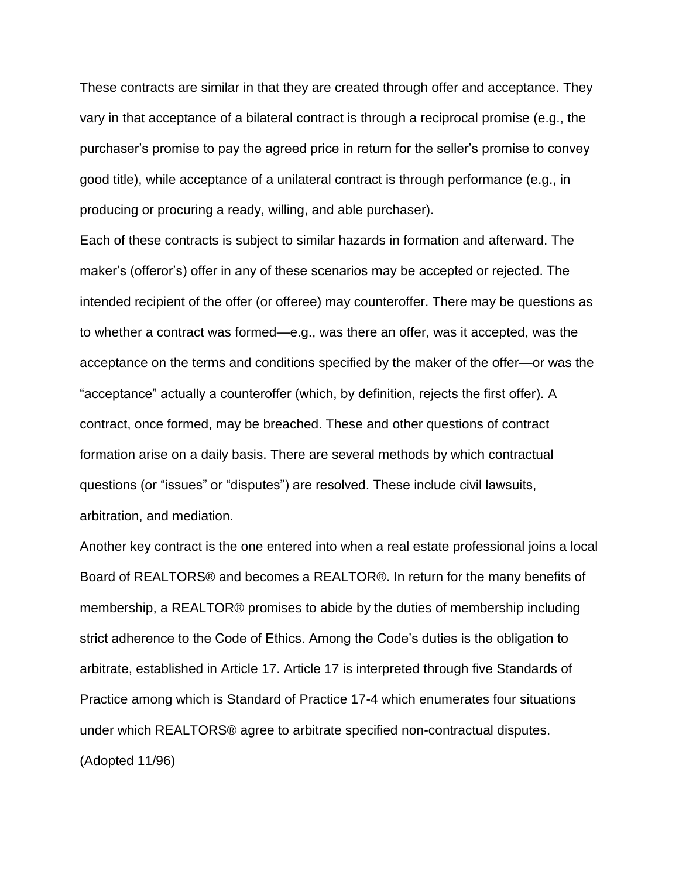These contracts are similar in that they are created through offer and acceptance. They vary in that acceptance of a bilateral contract is through a reciprocal promise (e.g., the purchaser's promise to pay the agreed price in return for the seller's promise to convey good title), while acceptance of a unilateral contract is through performance (e.g., in producing or procuring a ready, willing, and able purchaser).

Each of these contracts is subject to similar hazards in formation and afterward. The maker's (offeror's) offer in any of these scenarios may be accepted or rejected. The intended recipient of the offer (or offeree) may counteroffer. There may be questions as to whether a contract was formed—e.g., was there an offer, was it accepted, was the acceptance on the terms and conditions specified by the maker of the offer—or was the "acceptance" actually a counteroffer (which, by definition, rejects the first offer). A contract, once formed, may be breached. These and other questions of contract formation arise on a daily basis. There are several methods by which contractual questions (or "issues" or "disputes") are resolved. These include civil lawsuits, arbitration, and mediation.

Another key contract is the one entered into when a real estate professional joins a local Board of REALTORS® and becomes a REALTOR®. In return for the many benefits of membership, a REALTOR® promises to abide by the duties of membership including strict adherence to the Code of Ethics. Among the Code's duties is the obligation to arbitrate, established in Article 17. Article 17 is interpreted through five Standards of Practice among which is Standard of Practice 17-4 which enumerates four situations under which REALTORS® agree to arbitrate specified non-contractual disputes. (Adopted 11/96)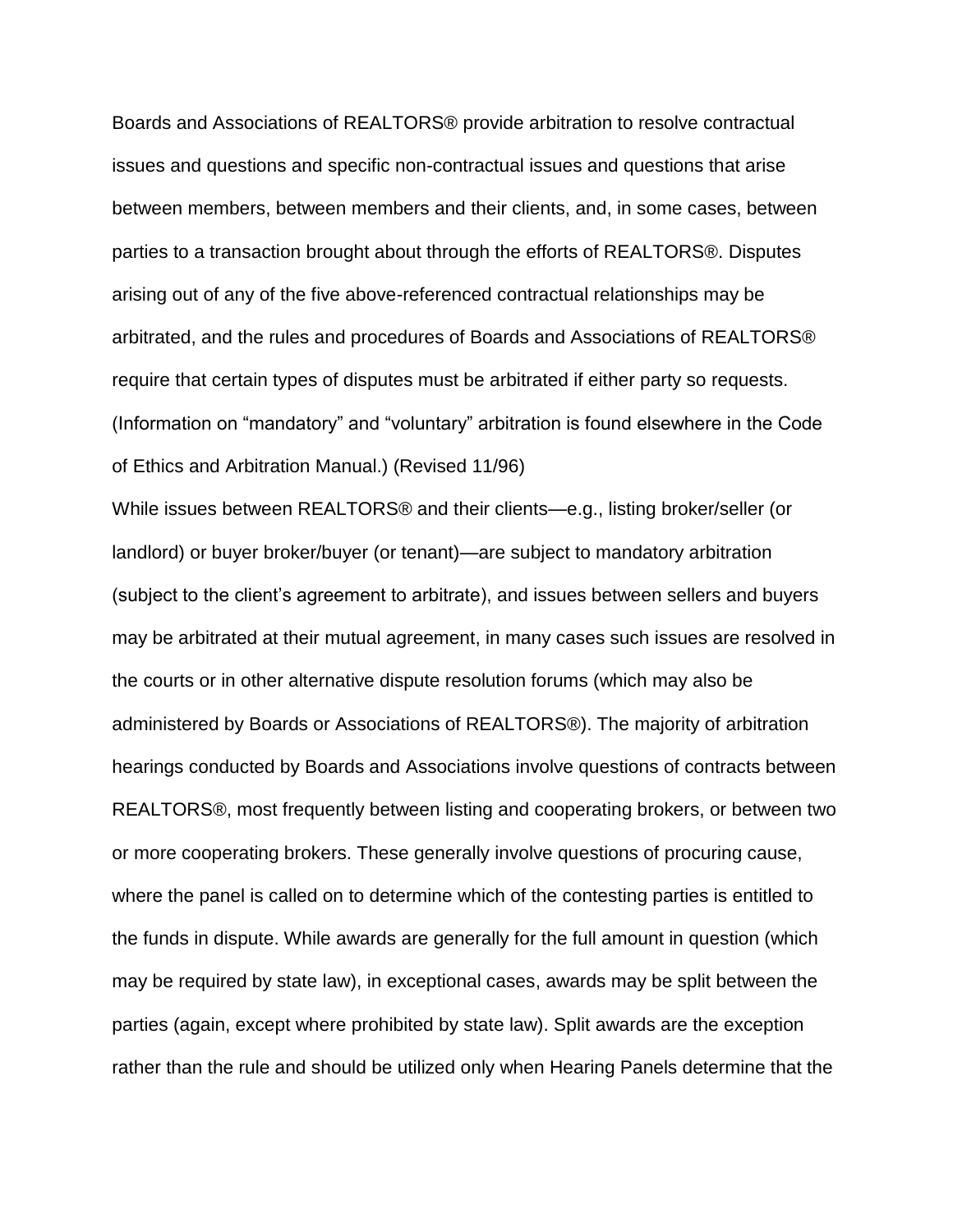Boards and Associations of REALTORS® provide arbitration to resolve contractual issues and questions and specific non-contractual issues and questions that arise between members, between members and their clients, and, in some cases, between parties to a transaction brought about through the efforts of REALTORS®. Disputes arising out of any of the five above-referenced contractual relationships may be arbitrated, and the rules and procedures of Boards and Associations of REALTORS® require that certain types of disputes must be arbitrated if either party so requests. (Information on "mandatory" and "voluntary" arbitration is found elsewhere in the Code of Ethics and Arbitration Manual.) (Revised 11/96)

While issues between REALTORS® and their clients—e.g., listing broker/seller (or landlord) or buyer broker/buyer (or tenant)—are subject to mandatory arbitration (subject to the client's agreement to arbitrate), and issues between sellers and buyers may be arbitrated at their mutual agreement, in many cases such issues are resolved in the courts or in other alternative dispute resolution forums (which may also be administered by Boards or Associations of REALTORS®). The majority of arbitration hearings conducted by Boards and Associations involve questions of contracts between REALTORS®, most frequently between listing and cooperating brokers, or between two or more cooperating brokers. These generally involve questions of procuring cause, where the panel is called on to determine which of the contesting parties is entitled to the funds in dispute. While awards are generally for the full amount in question (which may be required by state law), in exceptional cases, awards may be split between the parties (again, except where prohibited by state law). Split awards are the exception rather than the rule and should be utilized only when Hearing Panels determine that the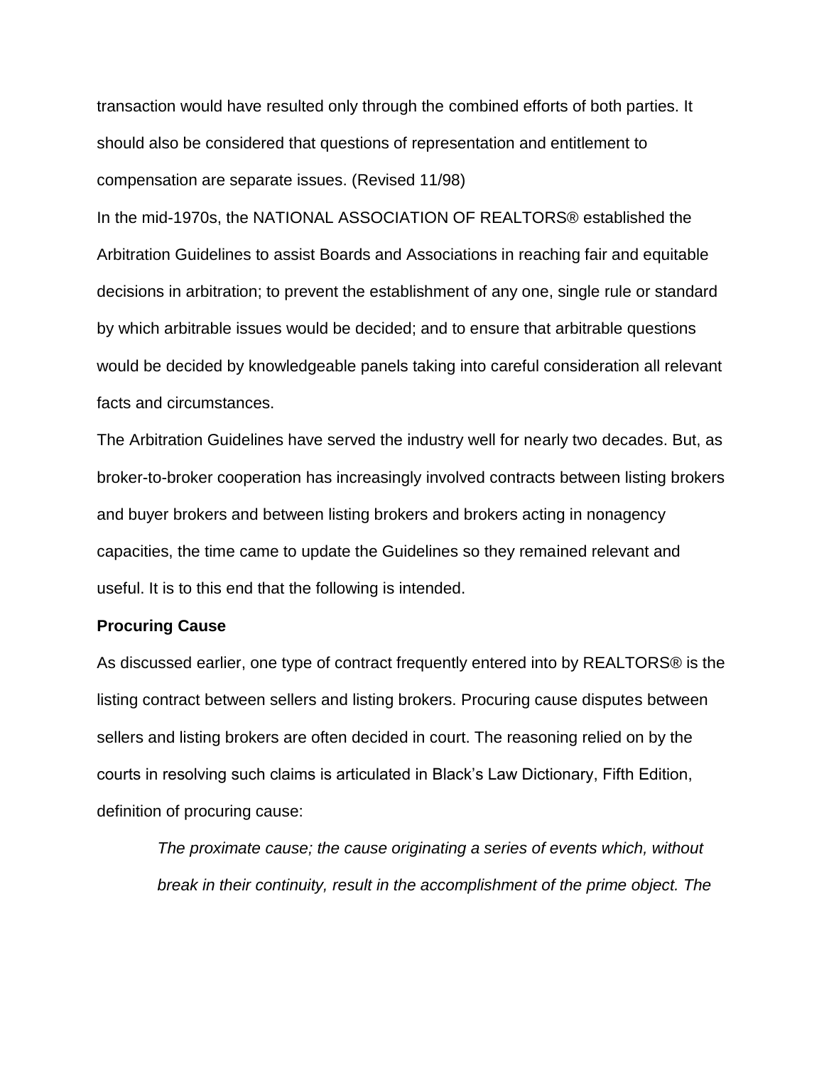transaction would have resulted only through the combined efforts of both parties. It should also be considered that questions of representation and entitlement to compensation are separate issues. (Revised 11/98)

In the mid-1970s, the NATIONAL ASSOCIATION OF REALTORS® established the Arbitration Guidelines to assist Boards and Associations in reaching fair and equitable decisions in arbitration; to prevent the establishment of any one, single rule or standard by which arbitrable issues would be decided; and to ensure that arbitrable questions would be decided by knowledgeable panels taking into careful consideration all relevant facts and circumstances.

The Arbitration Guidelines have served the industry well for nearly two decades. But, as broker-to-broker cooperation has increasingly involved contracts between listing brokers and buyer brokers and between listing brokers and brokers acting in nonagency capacities, the time came to update the Guidelines so they remained relevant and useful. It is to this end that the following is intended.

**Procuring Cause**

As discussed earlier, one type of contract frequently entered into by REALTORS® is the listing contract between sellers and listing brokers. Procuring cause disputes between sellers and listing brokers are often decided in court. The reasoning relied on by the courts in resolving such claims is articulated in Black's Law Dictionary, Fifth Edition, definition of procuring cause:

> *The proximate cause; the cause originating a series of events which, without break in their continuity, result in the accomplishment of the prime object. The*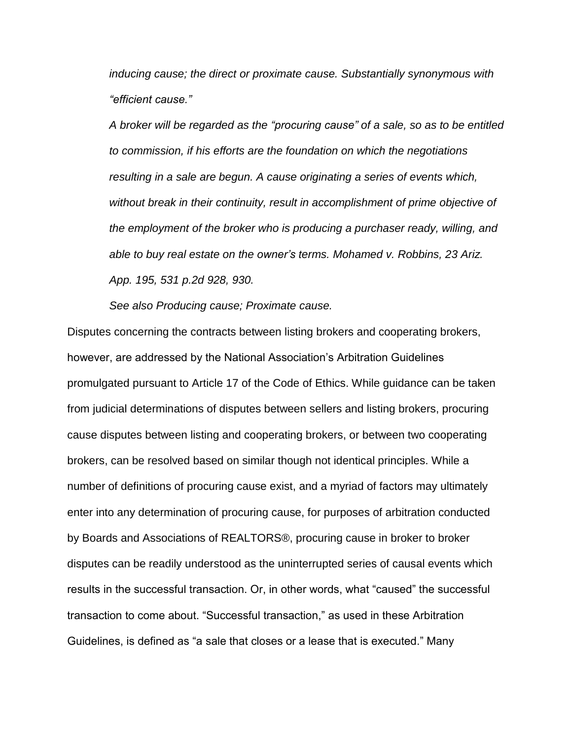*inducing cause; the direct or proximate cause. Substantially synonymous with "efficient cause."*

*A broker will be regarded as the "procuring cause" of a sale, so as to be entitled to commission, if his efforts are the foundation on which the negotiations resulting in a sale are begun. A cause originating a series of events which, without break in their continuity, result in accomplishment of prime objective of the employment of the broker who is producing a purchaser ready, willing, and able to buy real estate on the owner's terms. Mohamed v. Robbins, 23 Ariz. App. 195, 531 p.2d 928, 930.*

*See also Producing cause; Proximate cause.*

Disputes concerning the contracts between listing brokers and cooperating brokers, however, are addressed by the National Association's Arbitration Guidelines promulgated pursuant to Article 17 of the Code of Ethics. While guidance can be taken from judicial determinations of disputes between sellers and listing brokers, procuring cause disputes between listing and cooperating brokers, or between two cooperating brokers, can be resolved based on similar though not identical principles. While a number of definitions of procuring cause exist, and a myriad of factors may ultimately enter into any determination of procuring cause, for purposes of arbitration conducted by Boards and Associations of REALTORS®, procuring cause in broker to broker disputes can be readily understood as the uninterrupted series of causal events which results in the successful transaction. Or, in other words, what "caused" the successful transaction to come about. "Successful transaction," as used in these Arbitration Guidelines, is defined as "a sale that closes or a lease that is executed." Many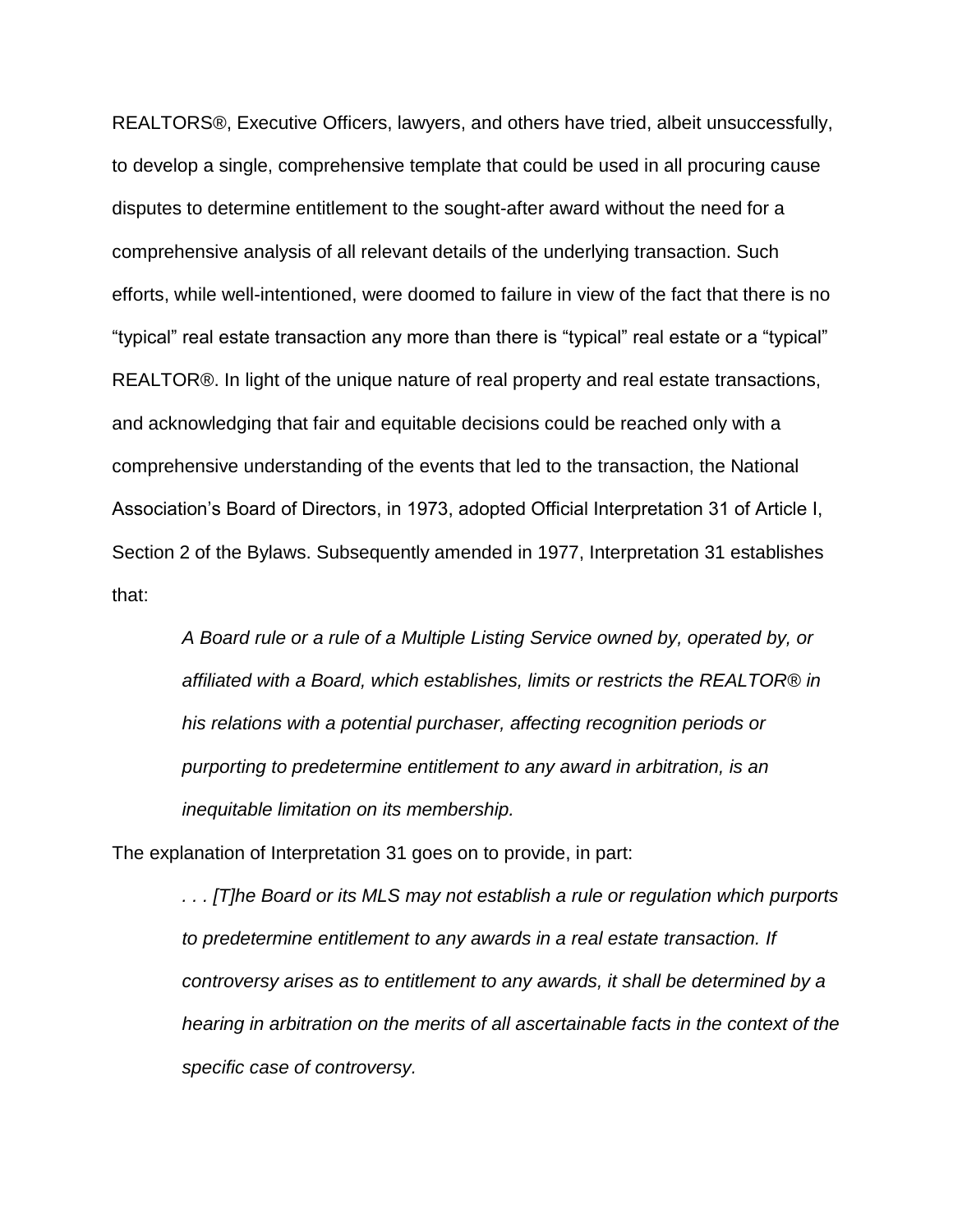REALTORS®, Executive Officers, lawyers, and others have tried, albeit unsuccessfully, to develop a single, comprehensive template that could be used in all procuring cause disputes to determine entitlement to the sought-after award without the need for a comprehensive analysis of all relevant details of the underlying transaction. Such efforts, while well-intentioned, were doomed to failure in view of the fact that there is no "typical" real estate transaction any more than there is "typical" real estate or a "typical" REALTOR®. In light of the unique nature of real property and real estate transactions, and acknowledging that fair and equitable decisions could be reached only with a comprehensive understanding of the events that led to the transaction, the National Association's Board of Directors, in 1973, adopted Official Interpretation 31 of Article I, Section 2 of the Bylaws. Subsequently amended in 1977, Interpretation 31 establishes that:

> *A Board rule or a rule of a Multiple Listing Service owned by, operated by, or affiliated with a Board, which establishes, limits or restricts the REALTOR® in his relations with a potential purchaser, affecting recognition periods or purporting to predetermine entitlement to any award in arbitration, is an inequitable limitation on its membership.*

The explanation of Interpretation 31 goes on to provide, in part:

> *. . . [T]he Board or its MLS may not establish a rule or regulation which purports to predetermine entitlement to any awards in a real estate transaction. If controversy arises as to entitlement to any awards, it shall be determined by a hearing in arbitration on the merits of all ascertainable facts in the context of the specific case of controversy.*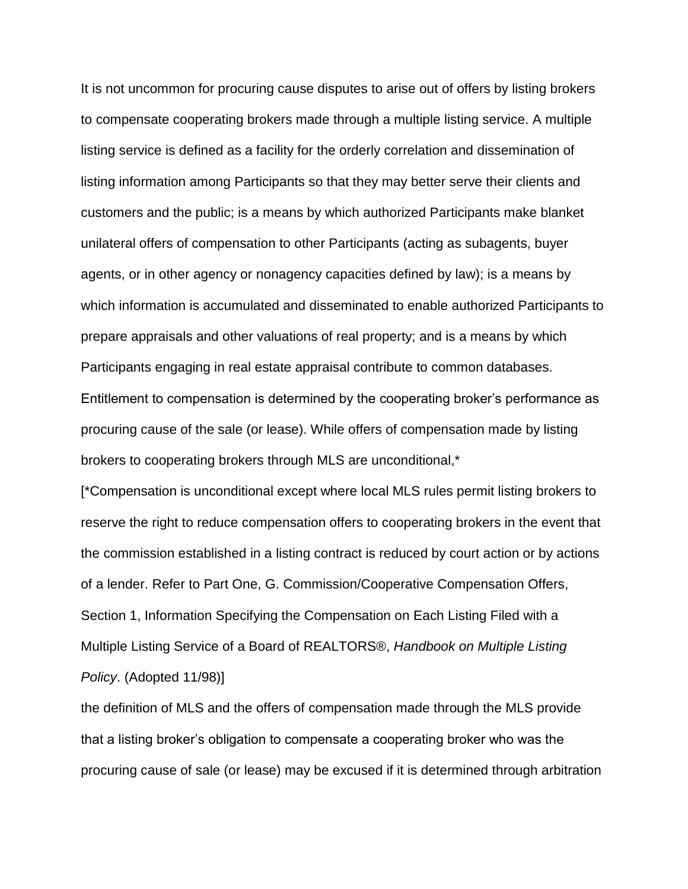It is not uncommon for procuring cause disputes to arise out of offers by listing brokers to compensate cooperating brokers made through a multiple listing service. A multiple listing service is defined as a facility for the orderly correlation and dissemination of listing information among Participants so that they may better serve their clients and customers and the public; is a means by which authorized Participants make blanket unilateral offers of compensation to other Participants (acting as subagents, buyer agents, or in other agency or nonagency capacities defined by law); is a means by which information is accumulated and disseminated to enable authorized Participants to prepare appraisals and other valuations of real property; and is a means by which Participants engaging in real estate appraisal contribute to common databases. Entitlement to compensation is determined by the cooperating broker's performance as procuring cause of the sale (or lease). While offers of compensation made by listing brokers to cooperating brokers through MLS are unconditional,*

[*Compensation is unconditional except where local MLS rules permit listing brokers to reserve the right to reduce compensation offers to cooperating brokers in the event that the commission established in a listing contract is reduced by court action or by actions of a lender. Refer to Part One, G. Commission/Cooperative Compensation Offers, Section 1, Information Specifying the Compensation on Each Listing Filed with a Multiple Listing Service of a Board of REALTORS®, *Handbook on Multiple Listing Policy*. (Adopted 11/98)]

the definition of MLS and the offers of compensation made through the MLS provide that a listing broker's obligation to compensate a cooperating broker who was the procuring cause of sale (or lease) may be excused if it is determined through arbitration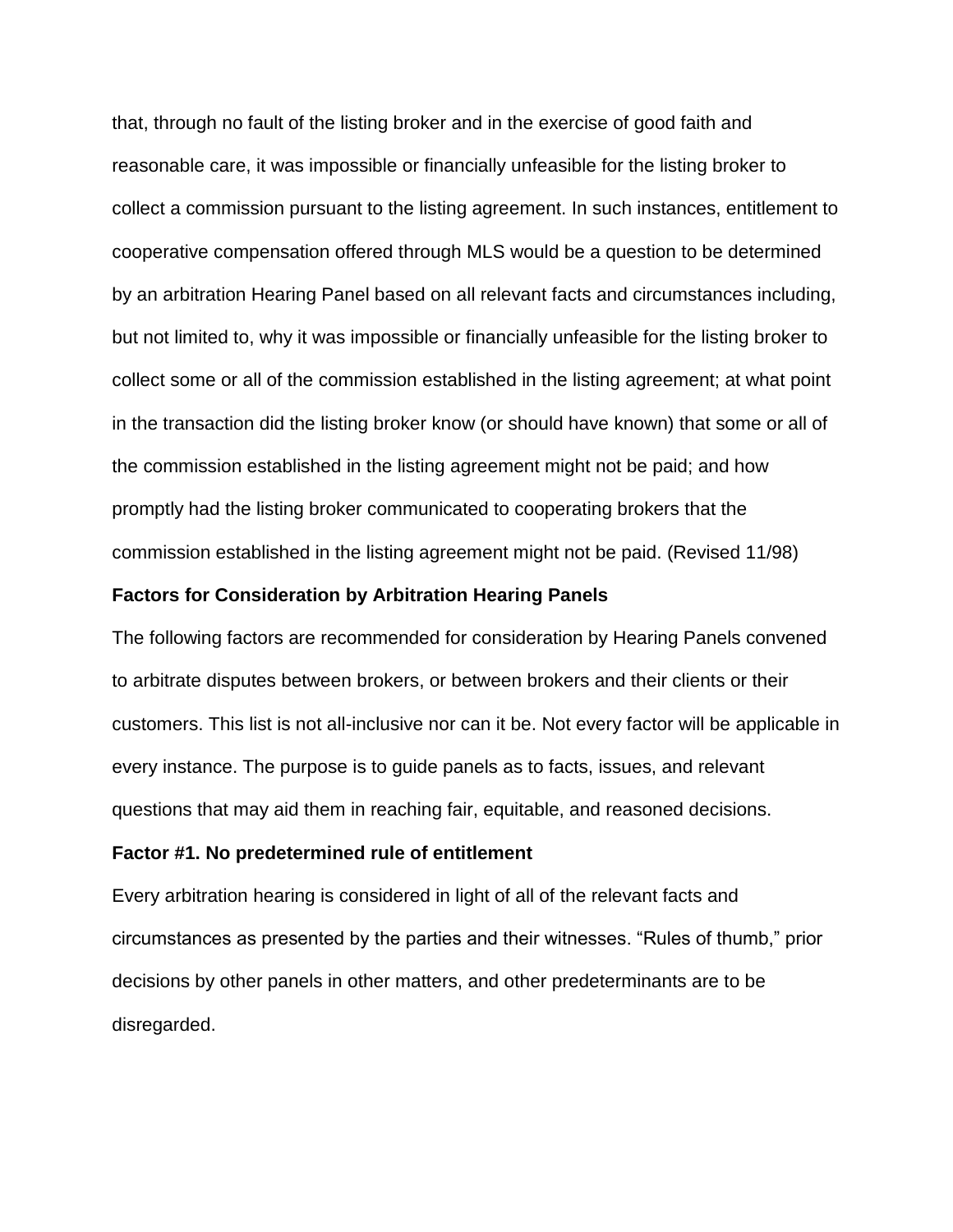that, through no fault of the listing broker and in the exercise of good faith and reasonable care, it was impossible or financially unfeasible for the listing broker to collect a commission pursuant to the listing agreement. In such instances, entitlement to cooperative compensation offered through MLS would be a question to be determined by an arbitration Hearing Panel based on all relevant facts and circumstances including, but not limited to, why it was impossible or financially unfeasible for the listing broker to collect some or all of the commission established in the listing agreement; at what point in the transaction did the listing broker know (or should have known) that some or all of the commission established in the listing agreement might not be paid; and how promptly had the listing broker communicated to cooperating brokers that the commission established in the listing agreement might not be paid. (Revised 11/98)

**Factors for Consideration by Arbitration Hearing Panels**

The following factors are recommended for consideration by Hearing Panels convened to arbitrate disputes between brokers, or between brokers and their clients or their customers. This list is not all-inclusive nor can it be. Not every factor will be applicable in every instance. The purpose is to guide panels as to facts, issues, and relevant questions that may aid them in reaching fair, equitable, and reasoned decisions.

**Factor #1. No predetermined rule of entitlement**

Every arbitration hearing is considered in light of all of the relevant facts and circumstances as presented by the parties and their witnesses. "Rules of thumb," prior decisions by other panels in other matters, and other predeterminants are to be disregarded.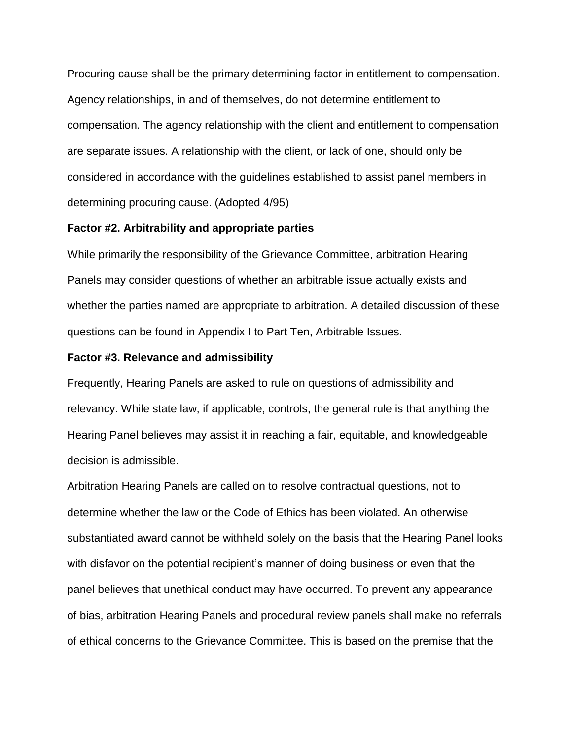Procuring cause shall be the primary determining factor in entitlement to compensation. Agency relationships, in and of themselves, do not determine entitlement to compensation. The agency relationship with the client and entitlement to compensation are separate issues. A relationship with the client, or lack of one, should only be considered in accordance with the guidelines established to assist panel members in determining procuring cause. (Adopted 4/95)

**Factor #2. Arbitrability and appropriate parties**

While primarily the responsibility of the Grievance Committee, arbitration Hearing Panels may consider questions of whether an arbitrable issue actually exists and whether the parties named are appropriate to arbitration. A detailed discussion of these questions can be found in Appendix I to Part Ten, Arbitrable Issues.

**Factor #3. Relevance and admissibility**

Frequently, Hearing Panels are asked to rule on questions of admissibility and relevancy. While state law, if applicable, controls, the general rule is that anything the Hearing Panel believes may assist it in reaching a fair, equitable, and knowledgeable decision is admissible.

Arbitration Hearing Panels are called on to resolve contractual questions, not to determine whether the law or the Code of Ethics has been violated. An otherwise substantiated award cannot be withheld solely on the basis that the Hearing Panel looks with disfavor on the potential recipient's manner of doing business or even that the panel believes that unethical conduct may have occurred. To prevent any appearance of bias, arbitration Hearing Panels and procedural review panels shall make no referrals of ethical concerns to the Grievance Committee. This is based on the premise that the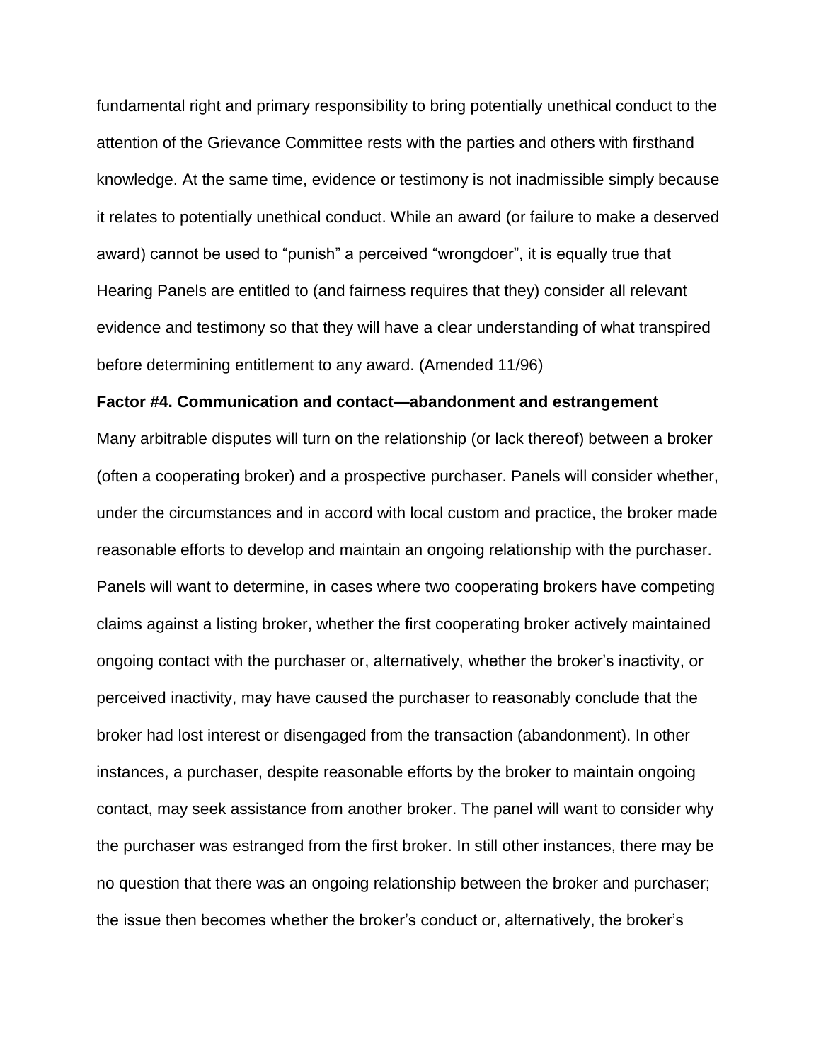fundamental right and primary responsibility to bring potentially unethical conduct to the attention of the Grievance Committee rests with the parties and others with firsthand knowledge. At the same time, evidence or testimony is not inadmissible simply because it relates to potentially unethical conduct. While an award (or failure to make a deserved award) cannot be used to "punish" a perceived "wrongdoer", it is equally true that Hearing Panels are entitled to (and fairness requires that they) consider all relevant evidence and testimony so that they will have a clear understanding of what transpired before determining entitlement to any award. (Amended 11/96)

**Factor #4. Communication and contact—abandonment and estrangement**

Many arbitrable disputes will turn on the relationship (or lack thereof) between a broker (often a cooperating broker) and a prospective purchaser. Panels will consider whether, under the circumstances and in accord with local custom and practice, the broker made reasonable efforts to develop and maintain an ongoing relationship with the purchaser. Panels will want to determine, in cases where two cooperating brokers have competing claims against a listing broker, whether the first cooperating broker actively maintained ongoing contact with the purchaser or, alternatively, whether the broker's inactivity, or perceived inactivity, may have caused the purchaser to reasonably conclude that the broker had lost interest or disengaged from the transaction (abandonment). In other instances, a purchaser, despite reasonable efforts by the broker to maintain ongoing contact, may seek assistance from another broker. The panel will want to consider why the purchaser was estranged from the first broker. In still other instances, there may be no question that there was an ongoing relationship between the broker and purchaser; the issue then becomes whether the broker's conduct or, alternatively, the broker's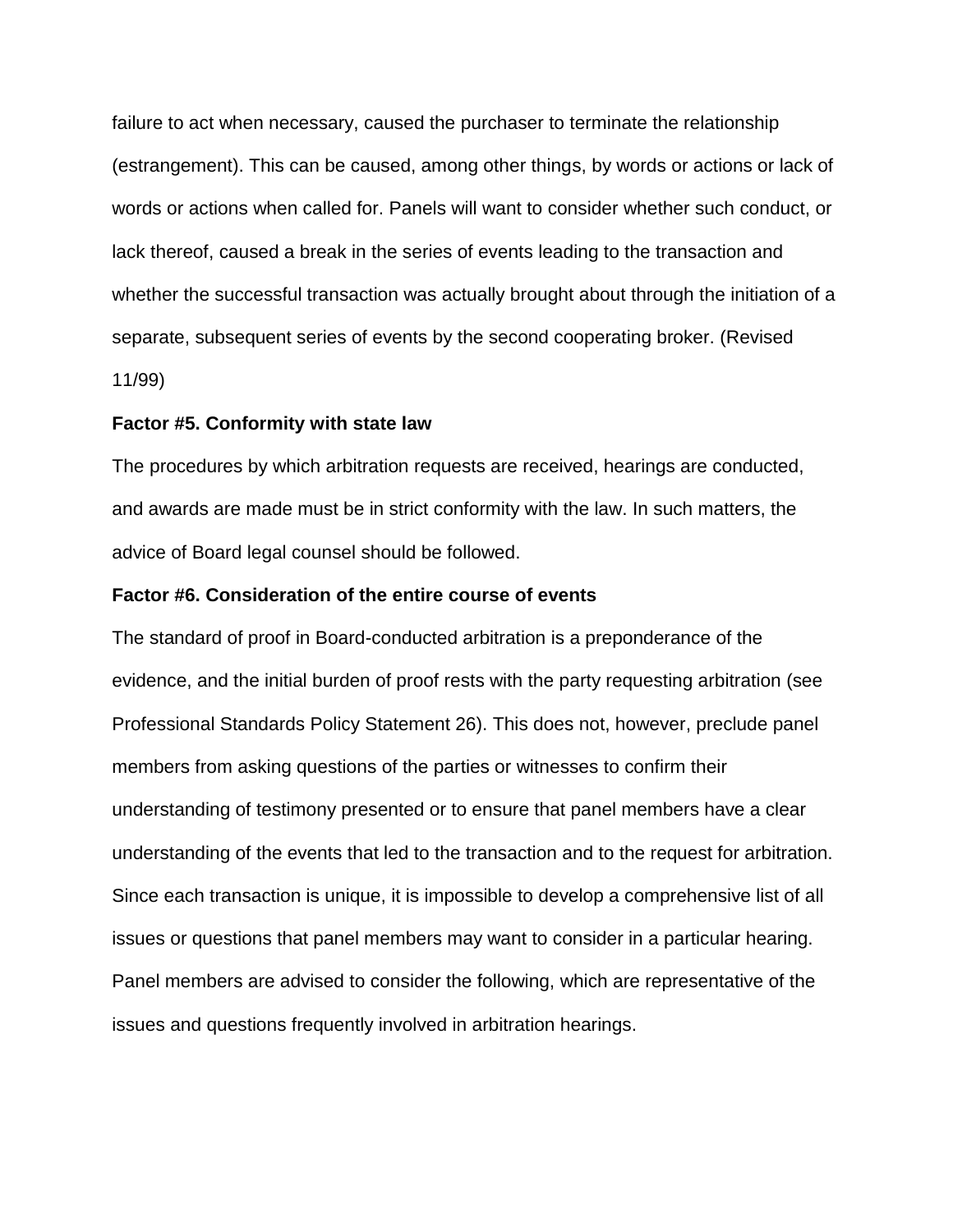failure to act when necessary, caused the purchaser to terminate the relationship (estrangement). This can be caused, among other things, by words or actions or lack of words or actions when called for. Panels will want to consider whether such conduct, or lack thereof, caused a break in the series of events leading to the transaction and whether the successful transaction was actually brought about through the initiation of a separate, subsequent series of events by the second cooperating broker. (Revised 11/99)

**Factor #5. Conformity with state law**

The procedures by which arbitration requests are received, hearings are conducted, and awards are made must be in strict conformity with the law. In such matters, the advice of Board legal counsel should be followed.

**Factor #6. Consideration of the entire course of events**

The standard of proof in Board-conducted arbitration is a preponderance of the evidence, and the initial burden of proof rests with the party requesting arbitration (see Professional Standards Policy Statement 26). This does not, however, preclude panel members from asking questions of the parties or witnesses to confirm their understanding of testimony presented or to ensure that panel members have a clear understanding of the events that led to the transaction and to the request for arbitration. Since each transaction is unique, it is impossible to develop a comprehensive list of all issues or questions that panel members may want to consider in a particular hearing. Panel members are advised to consider the following, which are representative of the issues and questions frequently involved in arbitration hearings.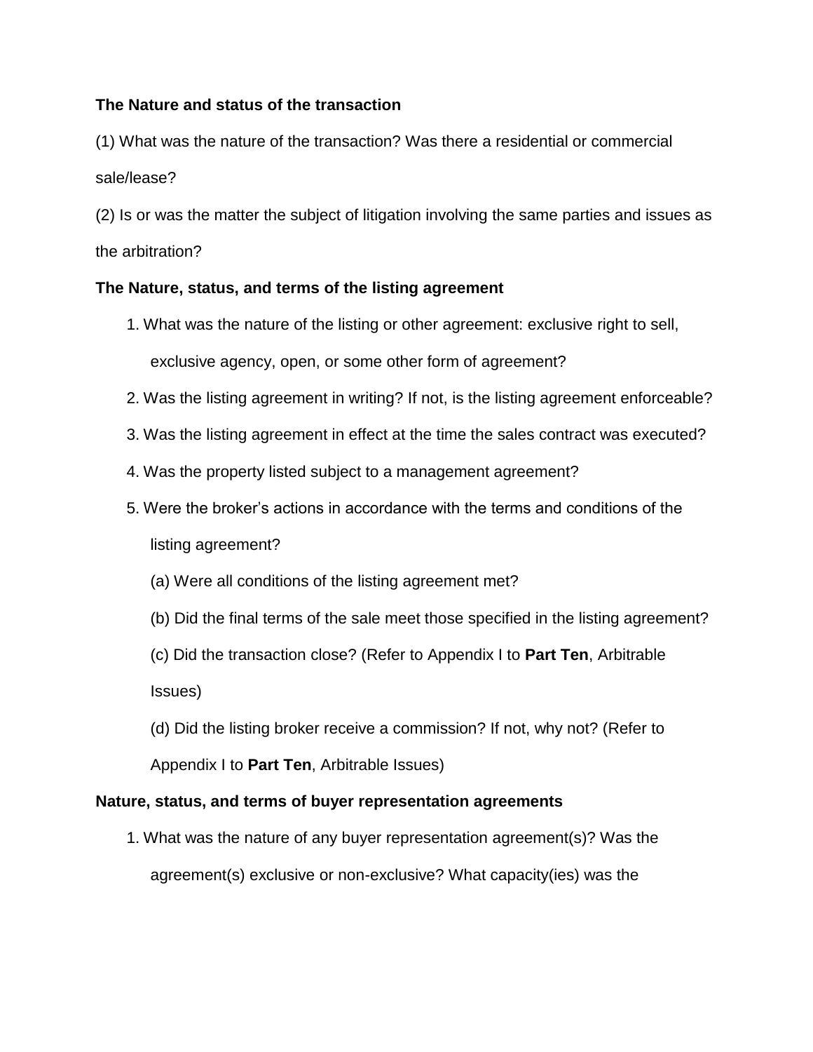**The Nature and status of the transaction**

(1) What was the nature of the transaction? Was there a residential or commercial sale/lease?

(2) Is or was the matter the subject of litigation involving the same parties and issues as the arbitration?

**The Nature, status, and terms of the listing agreement**

1. What was the nature of the listing or other agreement: exclusive right to sell, exclusive agency, open, or some other form of agreement?
2. Was the listing agreement in writing? If not, is the listing agreement enforceable?
3. Was the listing agreement in effect at the time the sales contract was executed?
4. Was the property listed subject to a management agreement?
5. Were the broker's actions in accordance with the terms and conditions of the listing agreement?

   (a) Were all conditions of the listing agreement met?

   (b) Did the final terms of the sale meet those specified in the listing agreement?

   (c) Did the transaction close? (Refer to Appendix I to **Part Ten**, Arbitrable Issues)

   (d) Did the listing broker receive a commission? If not, why not? (Refer to Appendix I to **Part Ten**, Arbitrable Issues)

**Nature, status, and terms of buyer representation agreements**

1. What was the nature of any buyer representation agreement(s)? Was the agreement(s) exclusive or non-exclusive? What capacity(ies) was the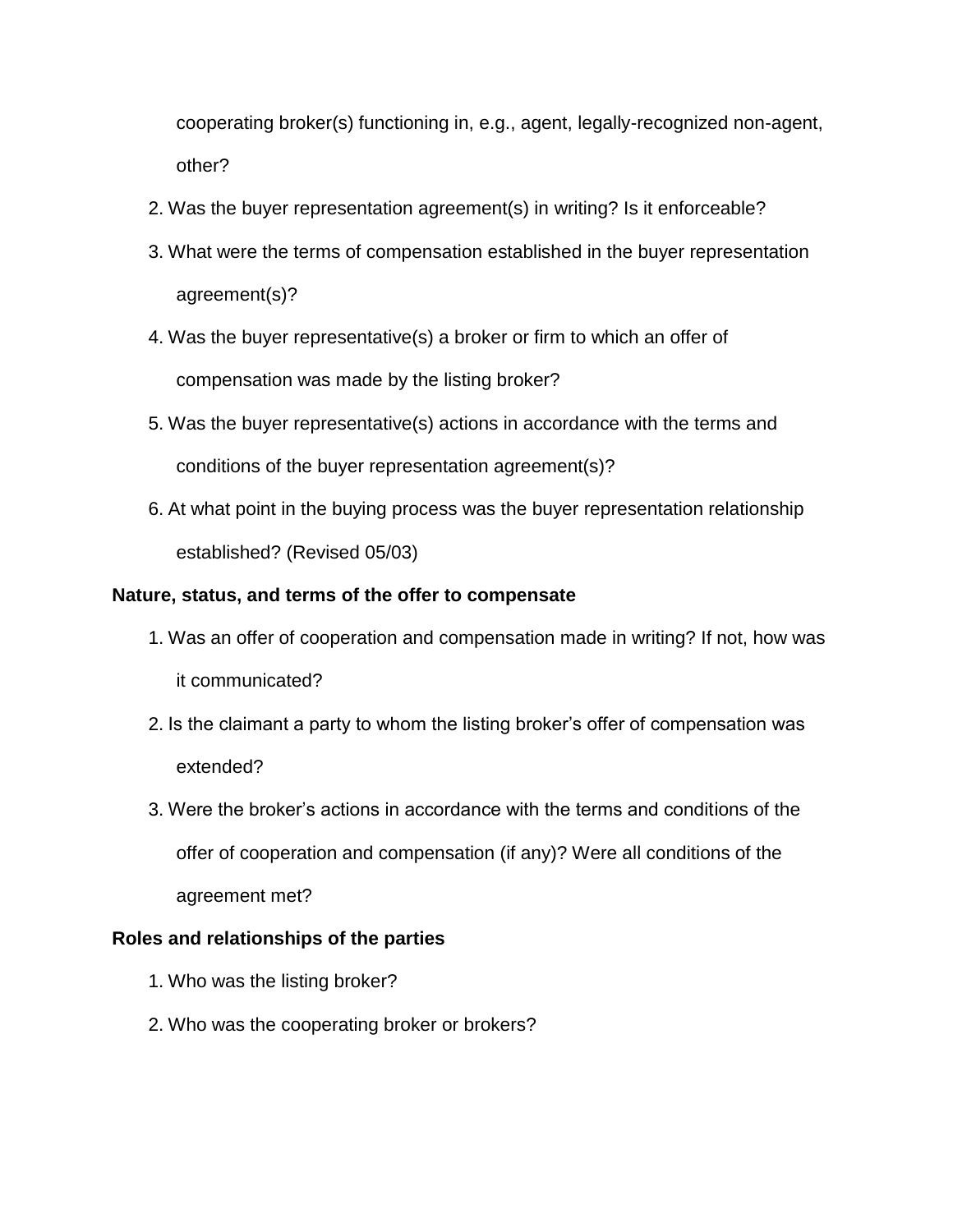cooperating broker(s) functioning in, e.g., agent, legally-recognized non-agent, other?

2. Was the buyer representation agreement(s) in writing? Is it enforceable?
3. What were the terms of compensation established in the buyer representation agreement(s)?
4. Was the buyer representative(s) a broker or firm to which an offer of compensation was made by the listing broker?
5. Was the buyer representative(s) actions in accordance with the terms and conditions of the buyer representation agreement(s)?
6. At what point in the buying process was the buyer representation relationship established? (Revised 05/03)

**Nature, status, and terms of the offer to compensate**

1. Was an offer of cooperation and compensation made in writing? If not, how was it communicated?
2. Is the claimant a party to whom the listing broker's offer of compensation was extended?
3. Were the broker's actions in accordance with the terms and conditions of the offer of cooperation and compensation (if any)? Were all conditions of the agreement met?

**Roles and relationships of the parties**

1. Who was the listing broker?
2. Who was the cooperating broker or brokers?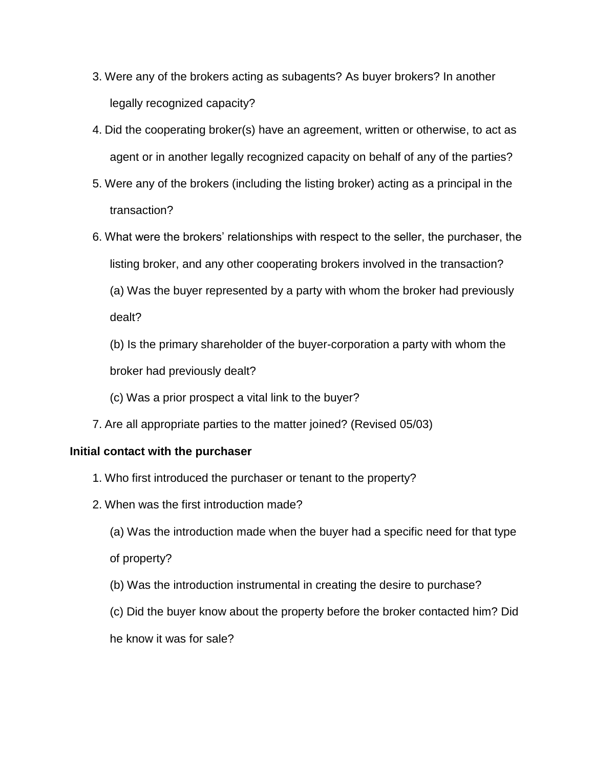3. Were any of the brokers acting as subagents? As buyer brokers? In another legally recognized capacity?
4. Did the cooperating broker(s) have an agreement, written or otherwise, to act as agent or in another legally recognized capacity on behalf of any of the parties?
5. Were any of the brokers (including the listing broker) acting as a principal in the transaction?
6. What were the brokers' relationships with respect to the seller, the purchaser, the listing broker, and any other cooperating brokers involved in the transaction?

   (a) Was the buyer represented by a party with whom the broker had previously dealt?

   (b) Is the primary shareholder of the buyer-corporation a party with whom the broker had previously dealt?

   (c) Was a prior prospect a vital link to the buyer?
7. Are all appropriate parties to the matter joined? (Revised 05/03)

**Initial contact with the purchaser**

1. Who first introduced the purchaser or tenant to the property?
2. When was the first introduction made?

   (a) Was the introduction made when the buyer had a specific need for that type of property?

   (b) Was the introduction instrumental in creating the desire to purchase?

   (c) Did the buyer know about the property before the broker contacted him? Did he know it was for sale?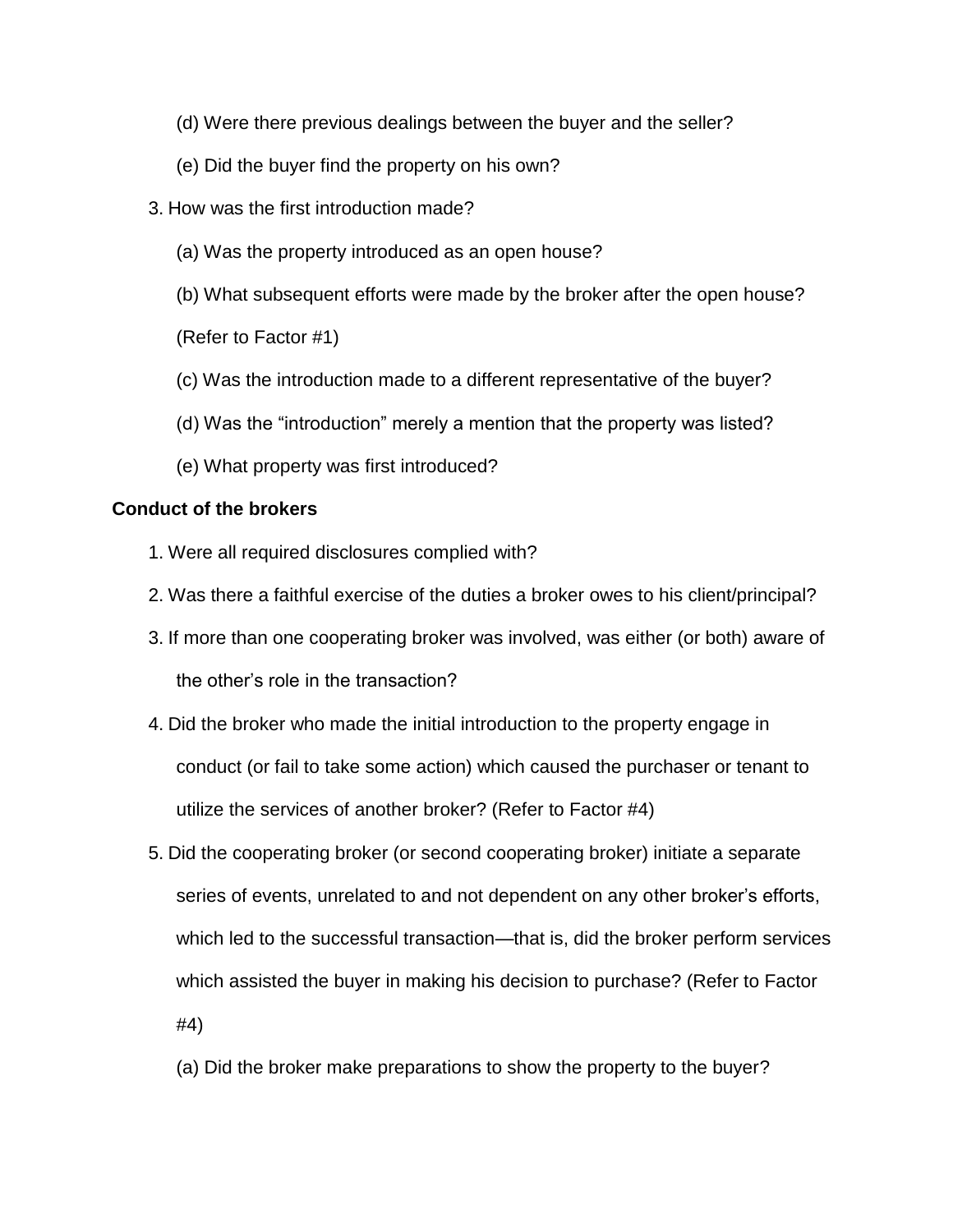(d) Were there previous dealings between the buyer and the seller?

(e) Did the buyer find the property on his own?

3. How was the first introduction made?

   (a) Was the property introduced as an open house?

   (b) What subsequent efforts were made by the broker after the open house? (Refer to Factor #1)

   (c) Was the introduction made to a different representative of the buyer?

   (d) Was the "introduction" merely a mention that the property was listed?

   (e) What property was first introduced?

**Conduct of the brokers**

1. Were all required disclosures complied with?
2. Was there a faithful exercise of the duties a broker owes to his client/principal?
3. If more than one cooperating broker was involved, was either (or both) aware of the other's role in the transaction?
4. Did the broker who made the initial introduction to the property engage in conduct (or fail to take some action) which caused the purchaser or tenant to utilize the services of another broker? (Refer to Factor #4)
5. Did the cooperating broker (or second cooperating broker) initiate a separate series of events, unrelated to and not dependent on any other broker's efforts, which led to the successful transaction—that is, did the broker perform services which assisted the buyer in making his decision to purchase? (Refer to Factor #4)

   (a) Did the broker make preparations to show the property to the buyer?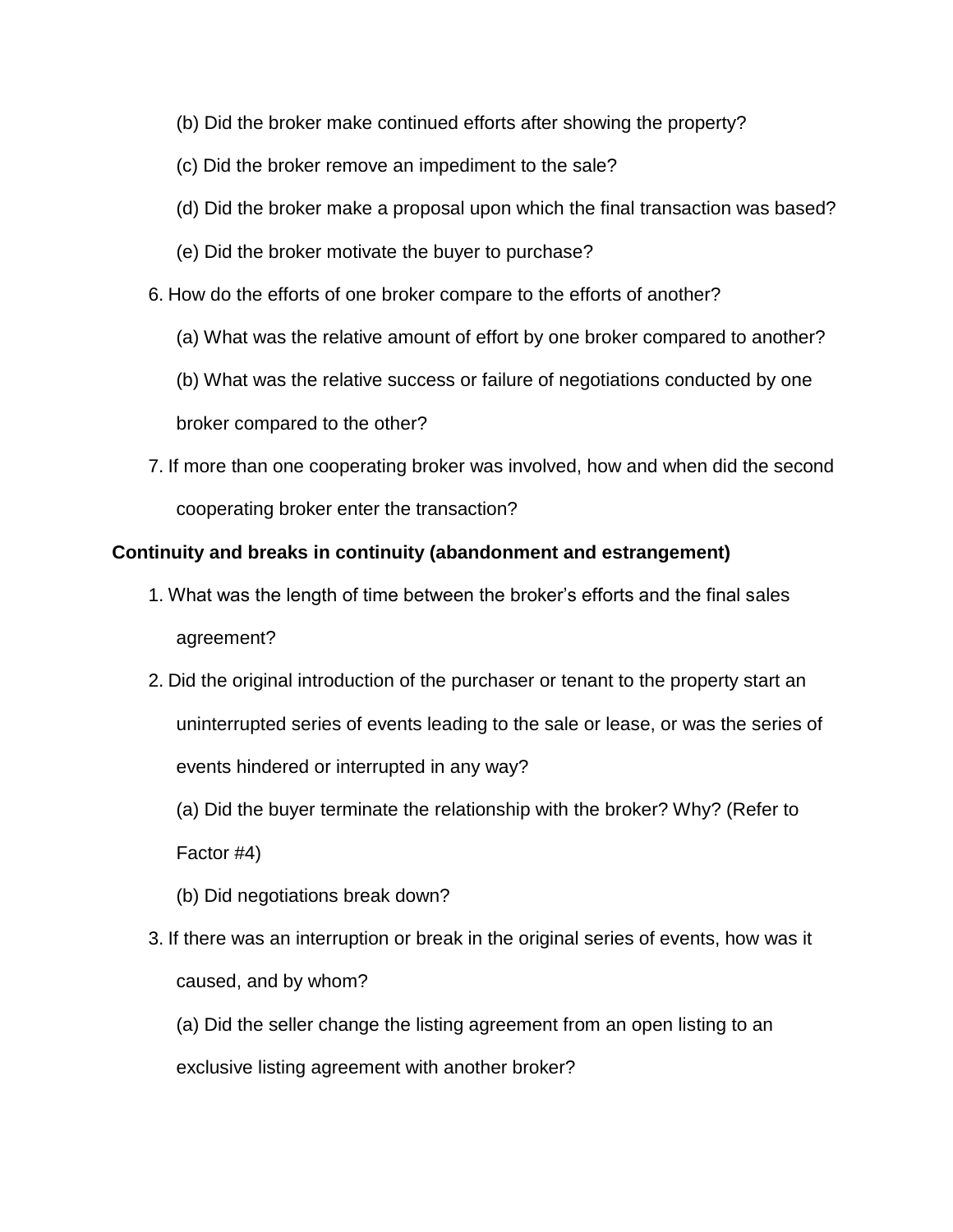(b) Did the broker make continued efforts after showing the property?

(c) Did the broker remove an impediment to the sale?

(d) Did the broker make a proposal upon which the final transaction was based?

(e) Did the broker motivate the buyer to purchase?

6. How do the efforts of one broker compare to the efforts of another?

   (a) What was the relative amount of effort by one broker compared to another?

   (b) What was the relative success or failure of negotiations conducted by one broker compared to the other?

7. If more than one cooperating broker was involved, how and when did the second cooperating broker enter the transaction?

**Continuity and breaks in continuity (abandonment and estrangement)**

1. What was the length of time between the broker's efforts and the final sales agreement?

2. Did the original introduction of the purchaser or tenant to the property start an uninterrupted series of events leading to the sale or lease, or was the series of events hindered or interrupted in any way?

   (a) Did the buyer terminate the relationship with the broker? Why? (Refer to Factor #4)

   (b) Did negotiations break down?

3. If there was an interruption or break in the original series of events, how was it caused, and by whom?

   (a) Did the seller change the listing agreement from an open listing to an exclusive listing agreement with another broker?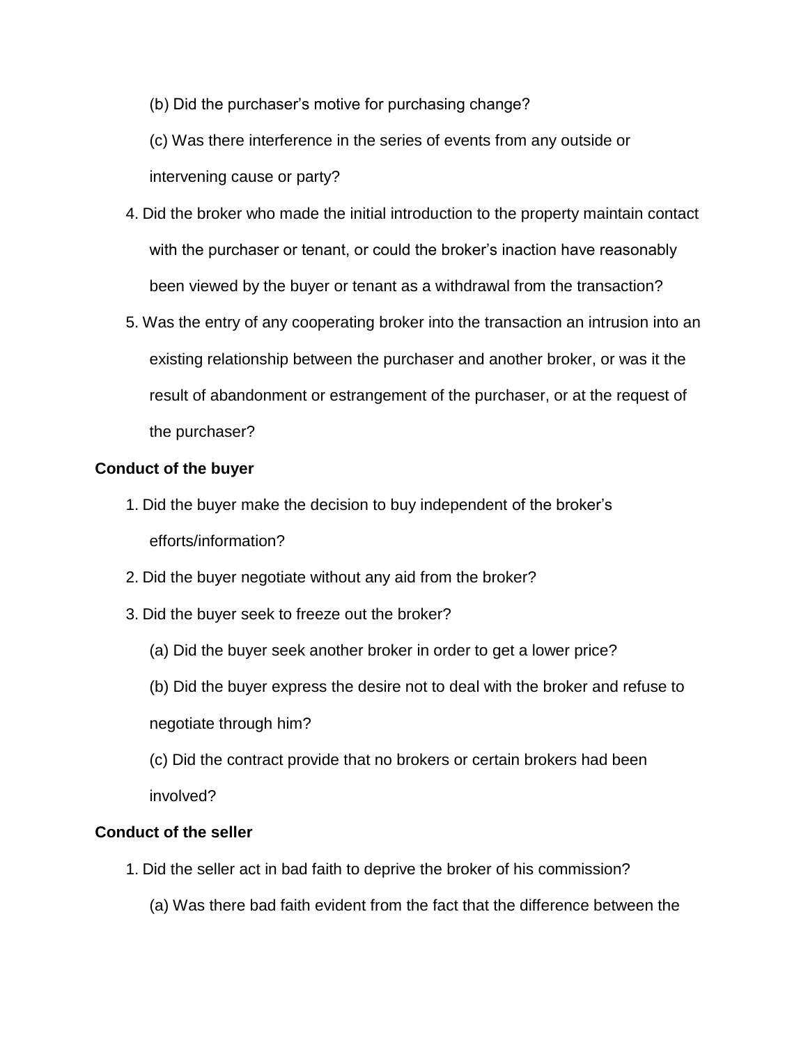(b) Did the purchaser's motive for purchasing change?

(c) Was there interference in the series of events from any outside or intervening cause or party?

4. Did the broker who made the initial introduction to the property maintain contact with the purchaser or tenant, or could the broker's inaction have reasonably been viewed by the buyer or tenant as a withdrawal from the transaction?

5. Was the entry of any cooperating broker into the transaction an intrusion into an existing relationship between the purchaser and another broker, or was it the result of abandonment or estrangement of the purchaser, or at the request of the purchaser?

**Conduct of the buyer**

1. Did the buyer make the decision to buy independent of the broker's efforts/information?

2. Did the buyer negotiate without any aid from the broker?

3. Did the buyer seek to freeze out the broker?

   (a) Did the buyer seek another broker in order to get a lower price?

   (b) Did the buyer express the desire not to deal with the broker and refuse to negotiate through him?

   (c) Did the contract provide that no brokers or certain brokers had been involved?

**Conduct of the seller**

1. Did the seller act in bad faith to deprive the broker of his commission?

   (a) Was there bad faith evident from the fact that the difference between the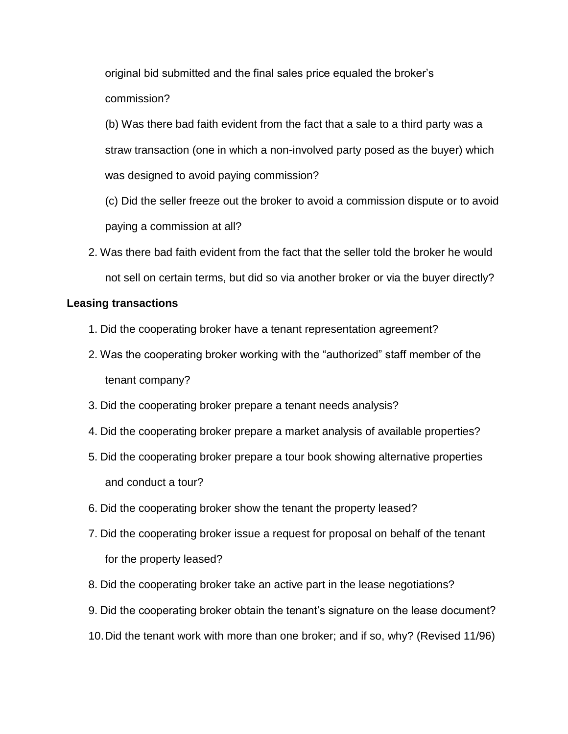original bid submitted and the final sales price equaled the broker's commission?

(b) Was there bad faith evident from the fact that a sale to a third party was a straw transaction (one in which a non-involved party posed as the buyer) which was designed to avoid paying commission?

(c) Did the seller freeze out the broker to avoid a commission dispute or to avoid paying a commission at all?

2. Was there bad faith evident from the fact that the seller told the broker he would not sell on certain terms, but did so via another broker or via the buyer directly?

**Leasing transactions**

1. Did the cooperating broker have a tenant representation agreement?
2. Was the cooperating broker working with the "authorized" staff member of the tenant company?
3. Did the cooperating broker prepare a tenant needs analysis?
4. Did the cooperating broker prepare a market analysis of available properties?
5. Did the cooperating broker prepare a tour book showing alternative properties and conduct a tour?
6. Did the cooperating broker show the tenant the property leased?
7. Did the cooperating broker issue a request for proposal on behalf of the tenant for the property leased?
8. Did the cooperating broker take an active part in the lease negotiations?
9. Did the cooperating broker obtain the tenant's signature on the lease document?
10. Did the tenant work with more than one broker; and if so, why? (Revised 11/96)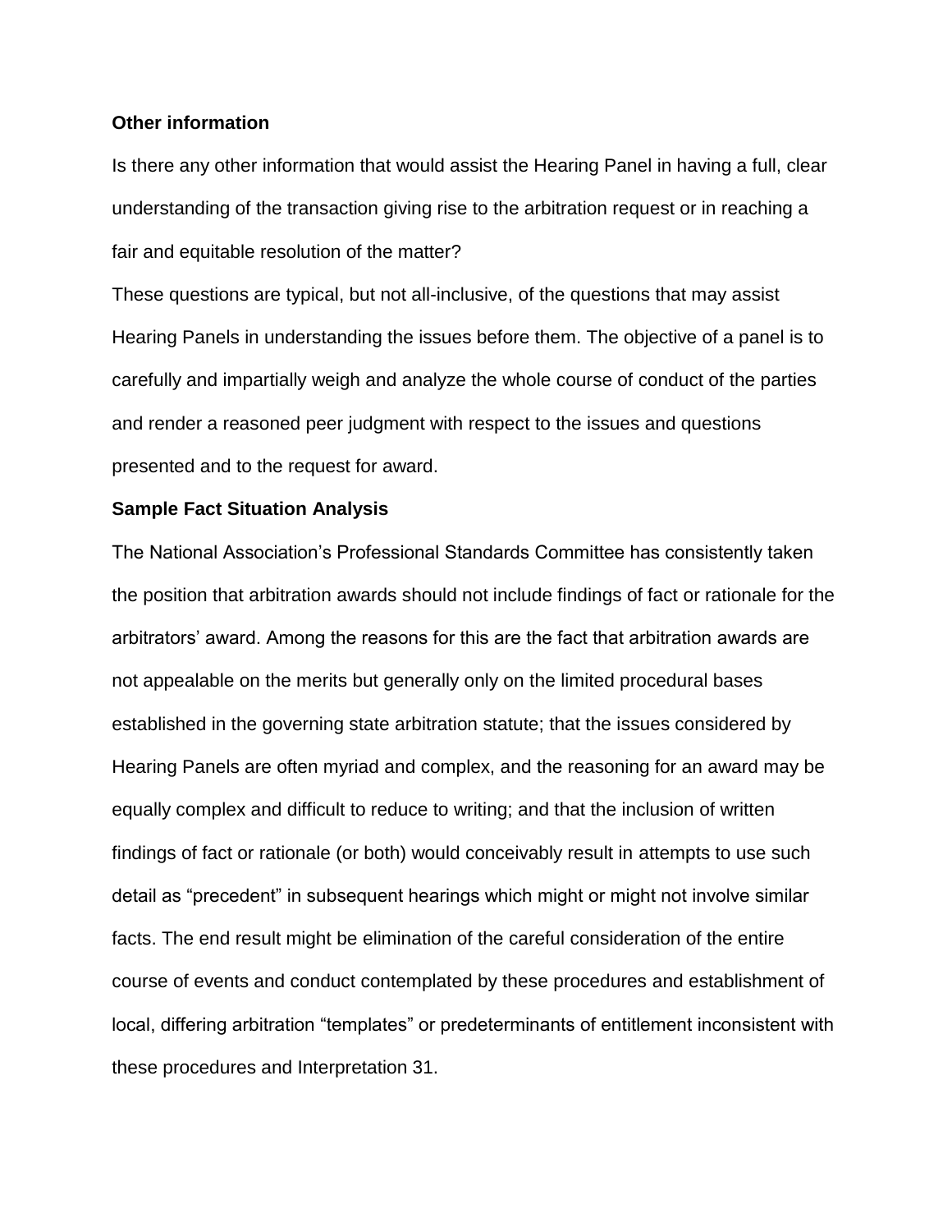**Other information**

Is there any other information that would assist the Hearing Panel in having a full, clear understanding of the transaction giving rise to the arbitration request or in reaching a fair and equitable resolution of the matter?

These questions are typical, but not all-inclusive, of the questions that may assist Hearing Panels in understanding the issues before them. The objective of a panel is to carefully and impartially weigh and analyze the whole course of conduct of the parties and render a reasoned peer judgment with respect to the issues and questions presented and to the request for award.

**Sample Fact Situation Analysis**

The National Association's Professional Standards Committee has consistently taken the position that arbitration awards should not include findings of fact or rationale for the arbitrators' award. Among the reasons for this are the fact that arbitration awards are not appealable on the merits but generally only on the limited procedural bases established in the governing state arbitration statute; that the issues considered by Hearing Panels are often myriad and complex, and the reasoning for an award may be equally complex and difficult to reduce to writing; and that the inclusion of written findings of fact or rationale (or both) would conceivably result in attempts to use such detail as "precedent" in subsequent hearings which might or might not involve similar facts. The end result might be elimination of the careful consideration of the entire course of events and conduct contemplated by these procedures and establishment of local, differing arbitration "templates" or predeterminants of entitlement inconsistent with these procedures and Interpretation 31.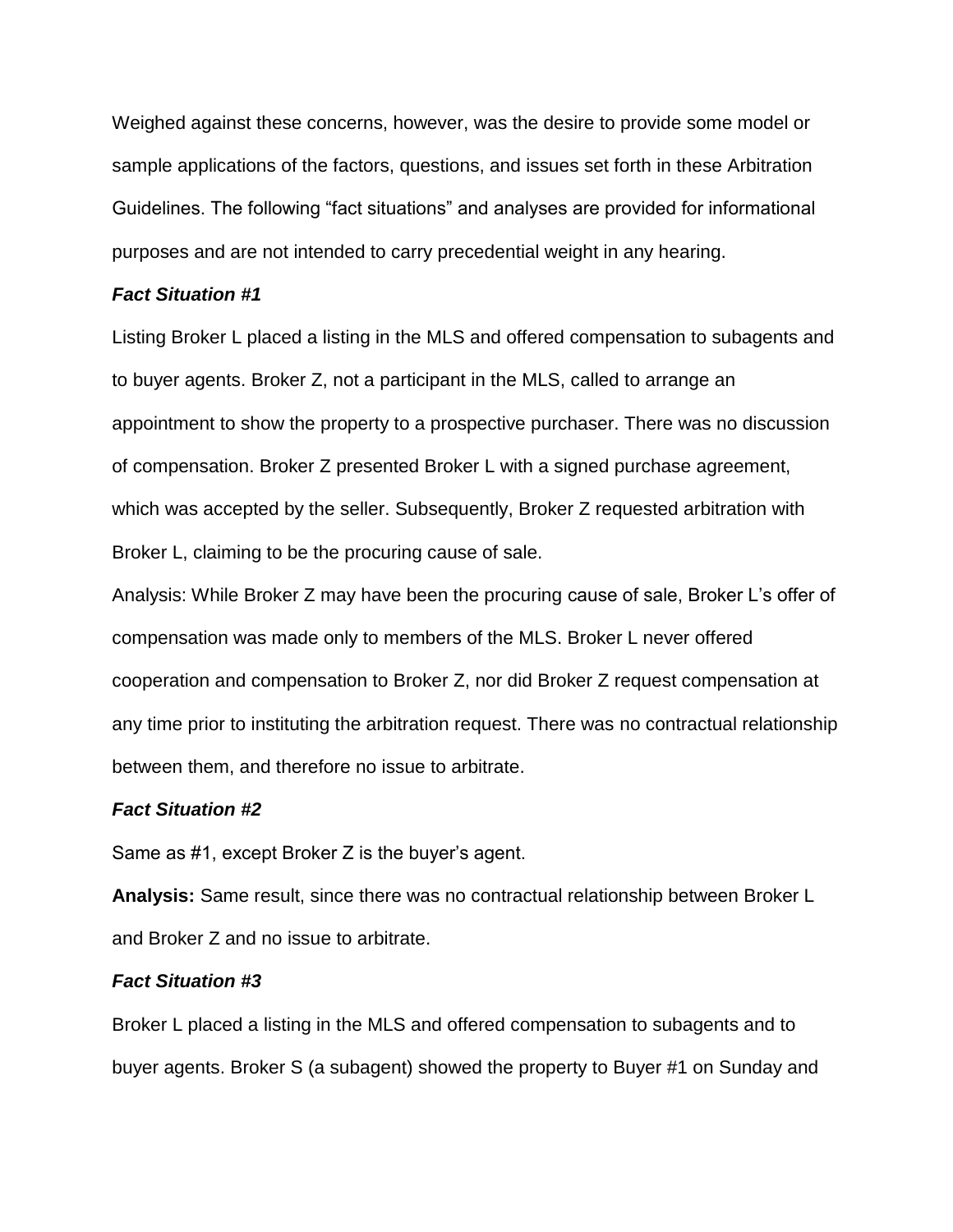Weighed against these concerns, however, was the desire to provide some model or sample applications of the factors, questions, and issues set forth in these Arbitration Guidelines. The following "fact situations" and analyses are provided for informational purposes and are not intended to carry precedential weight in any hearing.

***Fact Situation #1***

Listing Broker L placed a listing in the MLS and offered compensation to subagents and to buyer agents. Broker Z, not a participant in the MLS, called to arrange an appointment to show the property to a prospective purchaser. There was no discussion of compensation. Broker Z presented Broker L with a signed purchase agreement, which was accepted by the seller. Subsequently, Broker Z requested arbitration with Broker L, claiming to be the procuring cause of sale.

Analysis: While Broker Z may have been the procuring cause of sale, Broker L's offer of compensation was made only to members of the MLS. Broker L never offered cooperation and compensation to Broker Z, nor did Broker Z request compensation at any time prior to instituting the arbitration request. There was no contractual relationship between them, and therefore no issue to arbitrate.

***Fact Situation #2***

Same as #1, except Broker Z is the buyer's agent.

**Analysis:** Same result, since there was no contractual relationship between Broker L and Broker Z and no issue to arbitrate.

***Fact Situation #3***

Broker L placed a listing in the MLS and offered compensation to subagents and to buyer agents. Broker S (a subagent) showed the property to Buyer #1 on Sunday and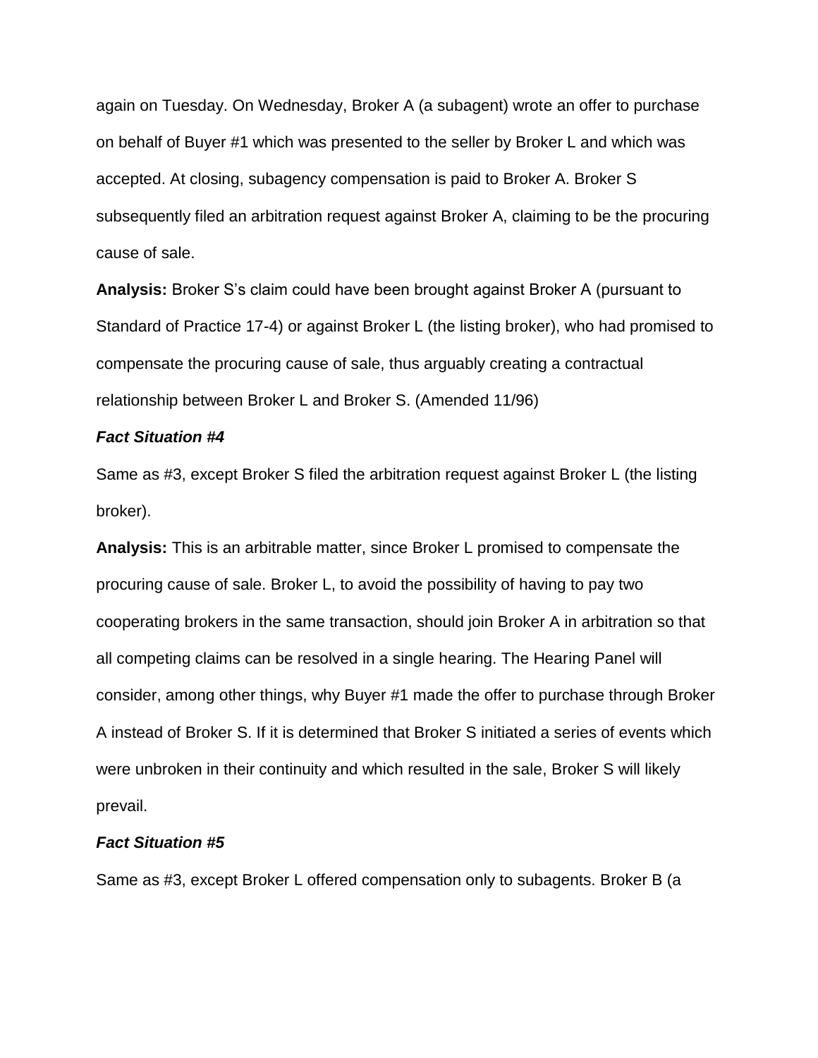again on Tuesday. On Wednesday, Broker A (a subagent) wrote an offer to purchase on behalf of Buyer #1 which was presented to the seller by Broker L and which was accepted. At closing, subagency compensation is paid to Broker A. Broker S subsequently filed an arbitration request against Broker A, claiming to be the procuring cause of sale.

**Analysis:** Broker S's claim could have been brought against Broker A (pursuant to Standard of Practice 17-4) or against Broker L (the listing broker), who had promised to compensate the procuring cause of sale, thus arguably creating a contractual relationship between Broker L and Broker S. (Amended 11/96)

***Fact Situation #4***

Same as #3, except Broker S filed the arbitration request against Broker L (the listing broker).

**Analysis:** This is an arbitrable matter, since Broker L promised to compensate the procuring cause of sale. Broker L, to avoid the possibility of having to pay two cooperating brokers in the same transaction, should join Broker A in arbitration so that all competing claims can be resolved in a single hearing. The Hearing Panel will consider, among other things, why Buyer #1 made the offer to purchase through Broker A instead of Broker S. If it is determined that Broker S initiated a series of events which were unbroken in their continuity and which resulted in the sale, Broker S will likely prevail.

***Fact Situation #5***

Same as #3, except Broker L offered compensation only to subagents. Broker B (a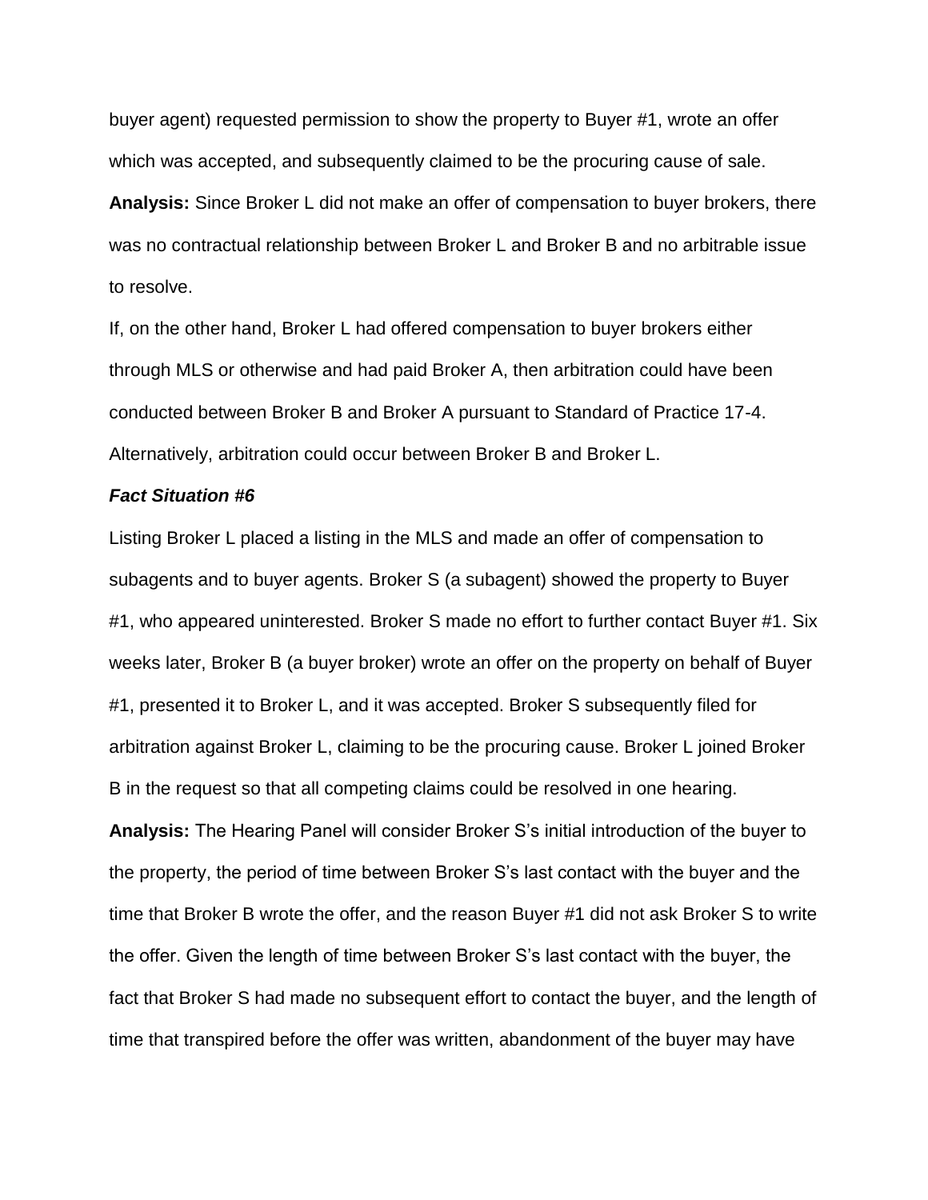buyer agent) requested permission to show the property to Buyer #1, wrote an offer which was accepted, and subsequently claimed to be the procuring cause of sale.

**Analysis:** Since Broker L did not make an offer of compensation to buyer brokers, there was no contractual relationship between Broker L and Broker B and no arbitrable issue to resolve.

If, on the other hand, Broker L had offered compensation to buyer brokers either through MLS or otherwise and had paid Broker A, then arbitration could have been conducted between Broker B and Broker A pursuant to Standard of Practice 17-4. Alternatively, arbitration could occur between Broker B and Broker L.

***Fact Situation #6***

Listing Broker L placed a listing in the MLS and made an offer of compensation to subagents and to buyer agents. Broker S (a subagent) showed the property to Buyer #1, who appeared uninterested. Broker S made no effort to further contact Buyer #1. Six weeks later, Broker B (a buyer broker) wrote an offer on the property on behalf of Buyer #1, presented it to Broker L, and it was accepted. Broker S subsequently filed for arbitration against Broker L, claiming to be the procuring cause. Broker L joined Broker B in the request so that all competing claims could be resolved in one hearing.

**Analysis:** The Hearing Panel will consider Broker S's initial introduction of the buyer to the property, the period of time between Broker S's last contact with the buyer and the time that Broker B wrote the offer, and the reason Buyer #1 did not ask Broker S to write the offer. Given the length of time between Broker S's last contact with the buyer, the fact that Broker S had made no subsequent effort to contact the buyer, and the length of time that transpired before the offer was written, abandonment of the buyer may have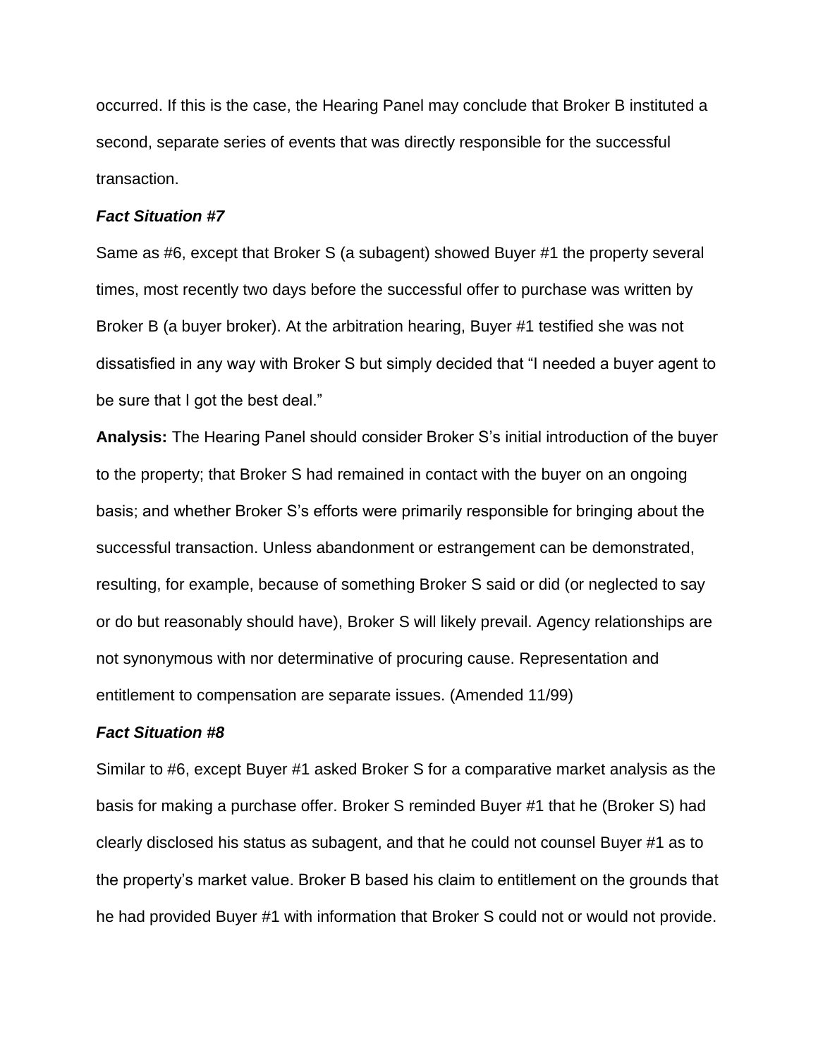occurred. If this is the case, the Hearing Panel may conclude that Broker B instituted a second, separate series of events that was directly responsible for the successful transaction.

***Fact Situation #7***

Same as #6, except that Broker S (a subagent) showed Buyer #1 the property several times, most recently two days before the successful offer to purchase was written by Broker B (a buyer broker). At the arbitration hearing, Buyer #1 testified she was not dissatisfied in any way with Broker S but simply decided that "I needed a buyer agent to be sure that I got the best deal."

**Analysis:** The Hearing Panel should consider Broker S's initial introduction of the buyer to the property; that Broker S had remained in contact with the buyer on an ongoing basis; and whether Broker S's efforts were primarily responsible for bringing about the successful transaction. Unless abandonment or estrangement can be demonstrated, resulting, for example, because of something Broker S said or did (or neglected to say or do but reasonably should have), Broker S will likely prevail. Agency relationships are not synonymous with nor determinative of procuring cause. Representation and entitlement to compensation are separate issues. (Amended 11/99)

***Fact Situation #8***

Similar to #6, except Buyer #1 asked Broker S for a comparative market analysis as the basis for making a purchase offer. Broker S reminded Buyer #1 that he (Broker S) had clearly disclosed his status as subagent, and that he could not counsel Buyer #1 as to the property's market value. Broker B based his claim to entitlement on the grounds that he had provided Buyer #1 with information that Broker S could not or would not provide.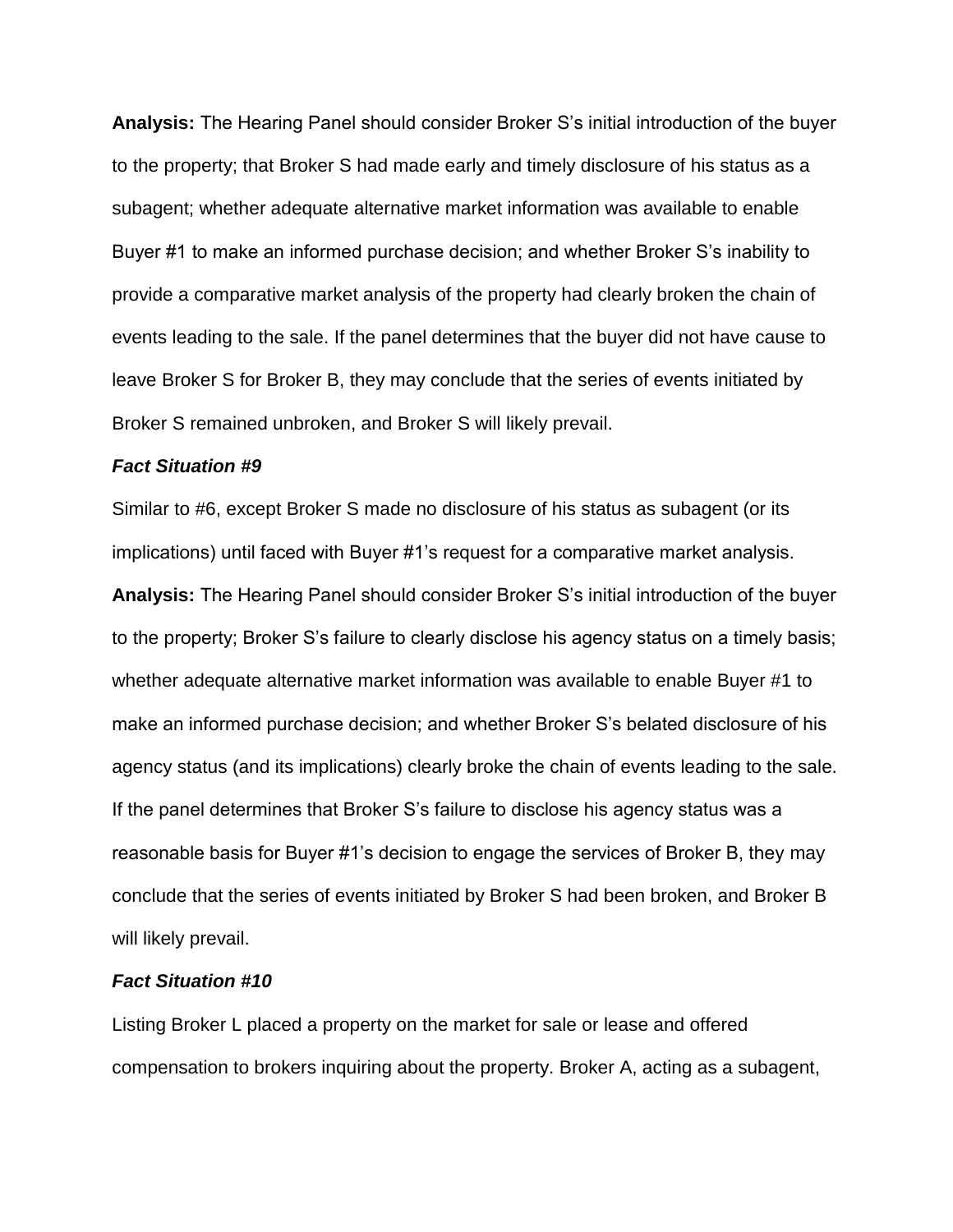**Analysis:** The Hearing Panel should consider Broker S's initial introduction of the buyer to the property; that Broker S had made early and timely disclosure of his status as a subagent; whether adequate alternative market information was available to enable Buyer #1 to make an informed purchase decision; and whether Broker S's inability to provide a comparative market analysis of the property had clearly broken the chain of events leading to the sale. If the panel determines that the buyer did not have cause to leave Broker S for Broker B, they may conclude that the series of events initiated by Broker S remained unbroken, and Broker S will likely prevail.

***Fact Situation #9***

Similar to #6, except Broker S made no disclosure of his status as subagent (or its implications) until faced with Buyer #1's request for a comparative market analysis.

**Analysis:** The Hearing Panel should consider Broker S's initial introduction of the buyer to the property; Broker S's failure to clearly disclose his agency status on a timely basis; whether adequate alternative market information was available to enable Buyer #1 to make an informed purchase decision; and whether Broker S's belated disclosure of his agency status (and its implications) clearly broke the chain of events leading to the sale. If the panel determines that Broker S's failure to disclose his agency status was a reasonable basis for Buyer #1's decision to engage the services of Broker B, they may conclude that the series of events initiated by Broker S had been broken, and Broker B will likely prevail.

***Fact Situation #10***

Listing Broker L placed a property on the market for sale or lease and offered compensation to brokers inquiring about the property. Broker A, acting as a subagent,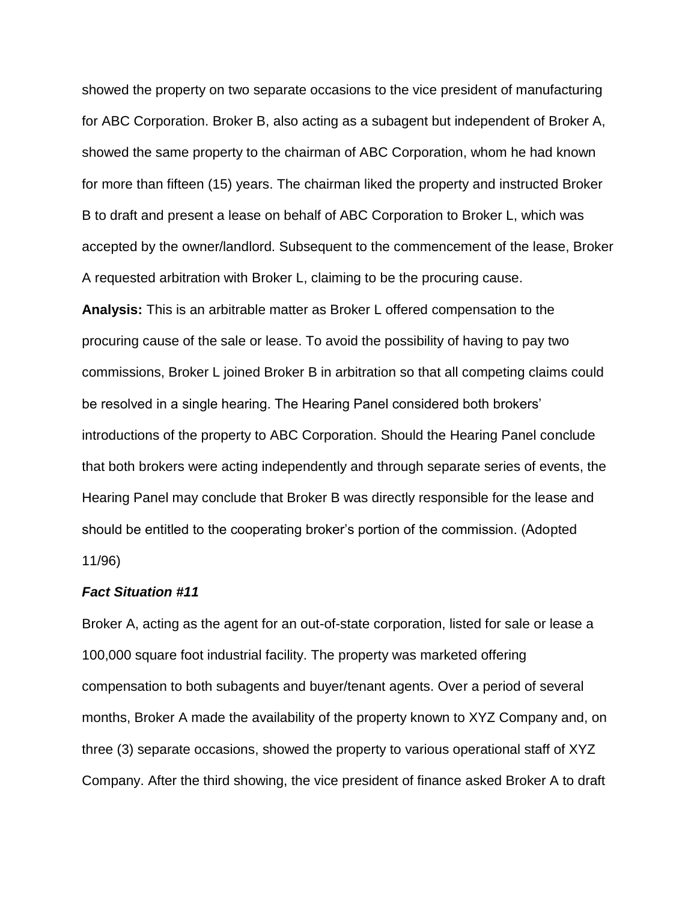showed the property on two separate occasions to the vice president of manufacturing for ABC Corporation. Broker B, also acting as a subagent but independent of Broker A, showed the same property to the chairman of ABC Corporation, whom he had known for more than fifteen (15) years. The chairman liked the property and instructed Broker B to draft and present a lease on behalf of ABC Corporation to Broker L, which was accepted by the owner/landlord. Subsequent to the commencement of the lease, Broker A requested arbitration with Broker L, claiming to be the procuring cause.

**Analysis:** This is an arbitrable matter as Broker L offered compensation to the procuring cause of the sale or lease. To avoid the possibility of having to pay two commissions, Broker L joined Broker B in arbitration so that all competing claims could be resolved in a single hearing. The Hearing Panel considered both brokers' introductions of the property to ABC Corporation. Should the Hearing Panel conclude that both brokers were acting independently and through separate series of events, the Hearing Panel may conclude that Broker B was directly responsible for the lease and should be entitled to the cooperating broker's portion of the commission. (Adopted 11/96)

***Fact Situation #11***

Broker A, acting as the agent for an out-of-state corporation, listed for sale or lease a 100,000 square foot industrial facility. The property was marketed offering compensation to both subagents and buyer/tenant agents. Over a period of several months, Broker A made the availability of the property known to XYZ Company and, on three (3) separate occasions, showed the property to various operational staff of XYZ Company. After the third showing, the vice president of finance asked Broker A to draft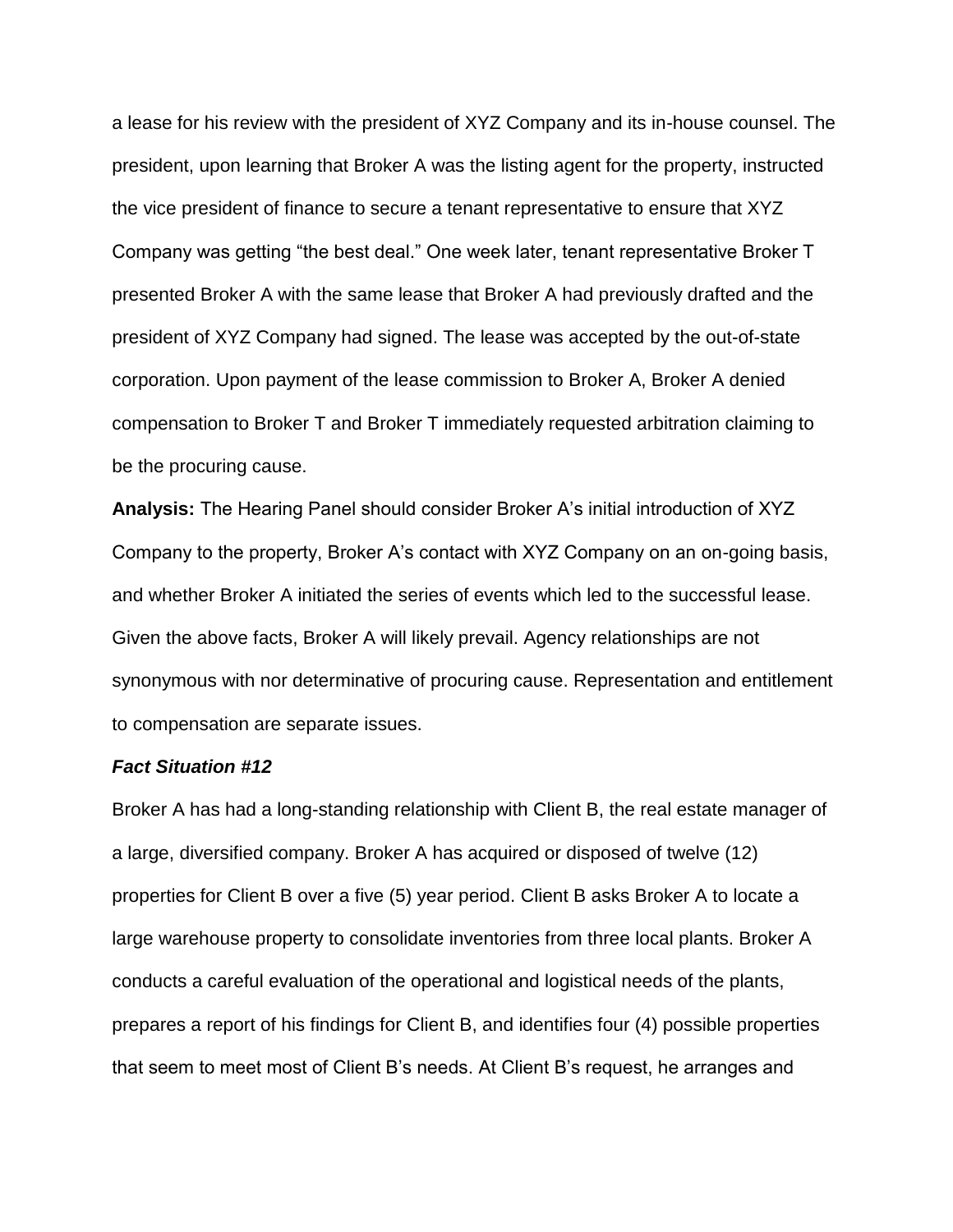a lease for his review with the president of XYZ Company and its in-house counsel. The president, upon learning that Broker A was the listing agent for the property, instructed the vice president of finance to secure a tenant representative to ensure that XYZ Company was getting "the best deal." One week later, tenant representative Broker T presented Broker A with the same lease that Broker A had previously drafted and the president of XYZ Company had signed. The lease was accepted by the out-of-state corporation. Upon payment of the lease commission to Broker A, Broker A denied compensation to Broker T and Broker T immediately requested arbitration claiming to be the procuring cause.

**Analysis:** The Hearing Panel should consider Broker A's initial introduction of XYZ Company to the property, Broker A's contact with XYZ Company on an on-going basis, and whether Broker A initiated the series of events which led to the successful lease. Given the above facts, Broker A will likely prevail. Agency relationships are not synonymous with nor determinative of procuring cause. Representation and entitlement to compensation are separate issues.

***Fact Situation #12***

Broker A has had a long-standing relationship with Client B, the real estate manager of a large, diversified company. Broker A has acquired or disposed of twelve (12) properties for Client B over a five (5) year period. Client B asks Broker A to locate a large warehouse property to consolidate inventories from three local plants. Broker A conducts a careful evaluation of the operational and logistical needs of the plants, prepares a report of his findings for Client B, and identifies four (4) possible properties that seem to meet most of Client B's needs. At Client B's request, he arranges and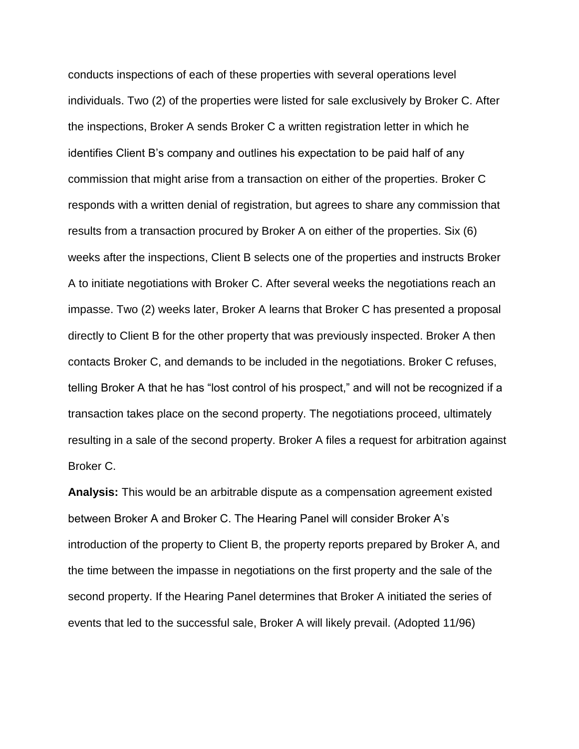conducts inspections of each of these properties with several operations level individuals. Two (2) of the properties were listed for sale exclusively by Broker C. After the inspections, Broker A sends Broker C a written registration letter in which he identifies Client B's company and outlines his expectation to be paid half of any commission that might arise from a transaction on either of the properties. Broker C responds with a written denial of registration, but agrees to share any commission that results from a transaction procured by Broker A on either of the properties. Six (6) weeks after the inspections, Client B selects one of the properties and instructs Broker A to initiate negotiations with Broker C. After several weeks the negotiations reach an impasse. Two (2) weeks later, Broker A learns that Broker C has presented a proposal directly to Client B for the other property that was previously inspected. Broker A then contacts Broker C, and demands to be included in the negotiations. Broker C refuses, telling Broker A that he has "lost control of his prospect," and will not be recognized if a transaction takes place on the second property. The negotiations proceed, ultimately resulting in a sale of the second property. Broker A files a request for arbitration against Broker C.

**Analysis:** This would be an arbitrable dispute as a compensation agreement existed between Broker A and Broker C. The Hearing Panel will consider Broker A's introduction of the property to Client B, the property reports prepared by Broker A, and the time between the impasse in negotiations on the first property and the sale of the second property. If the Hearing Panel determines that Broker A initiated the series of events that led to the successful sale, Broker A will likely prevail. (Adopted 11/96)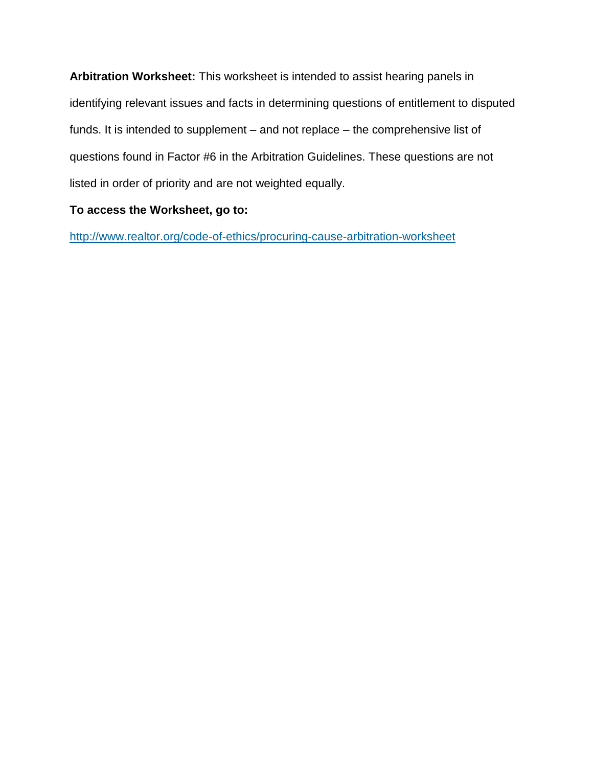**Arbitration Worksheet:** This worksheet is intended to assist hearing panels in identifying relevant issues and facts in determining questions of entitlement to disputed funds. It is intended to supplement – and not replace – the comprehensive list of questions found in Factor #6 in the Arbitration Guidelines. These questions are not listed in order of priority and are not weighted equally.

**To access the Worksheet, go to:**

http://www.realtor.org/code-of-ethics/procuring-cause-arbitration-worksheet